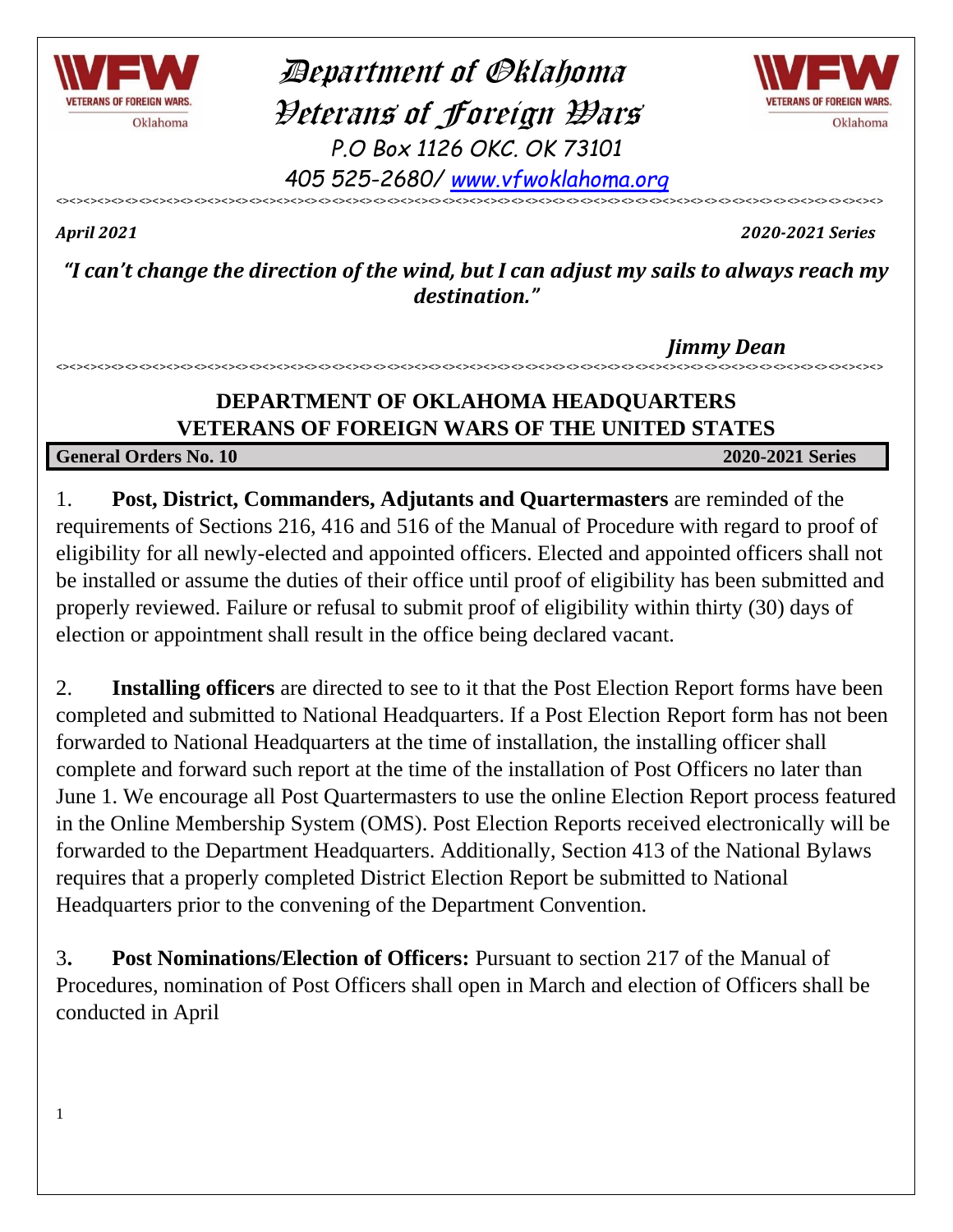# Department of Oklahoma
# Veterans of Foreign Wars

*P.O Box 1126 OKC. OK 73101*

*405 525-2680/ [www.vfwoklahoma.org](http://www.vfwoklahoma.org)*

<><><><><><><><><><><><><><><><><><><><><><><><><><><><><><><><><><><><><><><><><><><><><><><><><>

***April 2021*** ***2020-2021 Series***

***"I can't change the direction of the wind, but I can adjust my sails to always reach my destination."***

***Jimmy Dean***

<><><><><><><><><><><><><><><><><><><><><><><><><><><><><><><><><><><><><><><><><><><><><><><><><>

## DEPARTMENT OF OKLAHOMA HEADQUARTERS
## VETERANS OF FOREIGN WARS OF THE UNITED STATES

**General Orders No. 10** **2020-2021 Series**

1. **Post, District, Commanders, Adjutants and Quartermasters** are reminded of the requirements of Sections 216, 416 and 516 of the Manual of Procedure with regard to proof of eligibility for all newly-elected and appointed officers. Elected and appointed officers shall not be installed or assume the duties of their office until proof of eligibility has been submitted and properly reviewed. Failure or refusal to submit proof of eligibility within thirty (30) days of election or appointment shall result in the office being declared vacant.

2. **Installing officers** are directed to see to it that the Post Election Report forms have been completed and submitted to National Headquarters. If a Post Election Report form has not been forwarded to National Headquarters at the time of installation, the installing officer shall complete and forward such report at the time of the installation of Post Officers no later than June 1. We encourage all Post Quartermasters to use the online Election Report process featured in the Online Membership System (OMS). Post Election Reports received electronically will be forwarded to the Department Headquarters. Additionally, Section 413 of the National Bylaws requires that a properly completed District Election Report be submitted to National Headquarters prior to the convening of the Department Convention.

3**. Post Nominations/Election of Officers:** Pursuant to section 217 of the Manual of Procedures, nomination of Post Officers shall open in March and election of Officers shall be conducted in April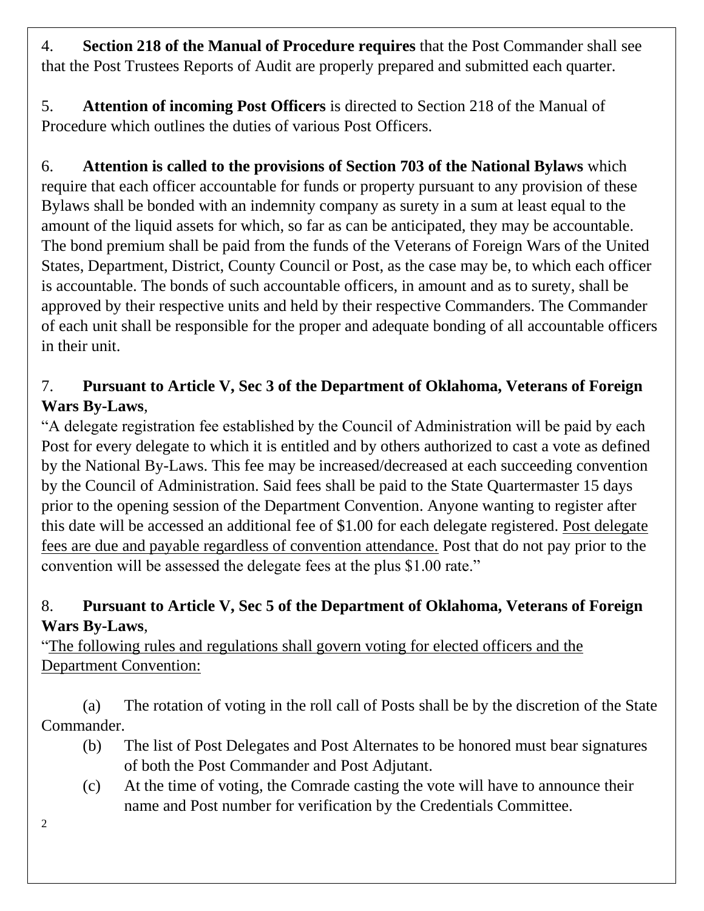4. **Section 218 of the Manual of Procedure requires** that the Post Commander shall see that the Post Trustees Reports of Audit are properly prepared and submitted each quarter.

5. **Attention of incoming Post Officers** is directed to Section 218 of the Manual of Procedure which outlines the duties of various Post Officers.

6. **Attention is called to the provisions of Section 703 of the National Bylaws** which require that each officer accountable for funds or property pursuant to any provision of these Bylaws shall be bonded with an indemnity company as surety in a sum at least equal to the amount of the liquid assets for which, so far as can be anticipated, they may be accountable. The bond premium shall be paid from the funds of the Veterans of Foreign Wars of the United States, Department, District, County Council or Post, as the case may be, to which each officer is accountable. The bonds of such accountable officers, in amount and as to surety, shall be approved by their respective units and held by their respective Commanders. The Commander of each unit shall be responsible for the proper and adequate bonding of all accountable officers in their unit.

7. **Pursuant to Article V, Sec 3 of the Department of Oklahoma, Veterans of Foreign Wars By-Laws**,
"A delegate registration fee established by the Council of Administration will be paid by each Post for every delegate to which it is entitled and by others authorized to cast a vote as defined by the National By-Laws. This fee may be increased/decreased at each succeeding convention by the Council of Administration. Said fees shall be paid to the State Quartermaster 15 days prior to the opening session of the Department Convention. Anyone wanting to register after this date will be accessed an additional fee of $1.00 for each delegate registered. <u>Post delegate fees are due and payable regardless of convention attendance.</u> Post that do not pay prior to the convention will be assessed the delegate fees at the plus $1.00 rate."

8. **Pursuant to Article V, Sec 5 of the Department of Oklahoma, Veterans of Foreign Wars By-Laws**,
"<u>The following rules and regulations shall govern voting for elected officers and the Department Convention:</u>

(a) The rotation of voting in the roll call of Posts shall be by the discretion of the State Commander.

(b) The list of Post Delegates and Post Alternates to be honored must bear signatures of both the Post Commander and Post Adjutant.

(c) At the time of voting, the Comrade casting the vote will have to announce their name and Post number for verification by the Credentials Committee.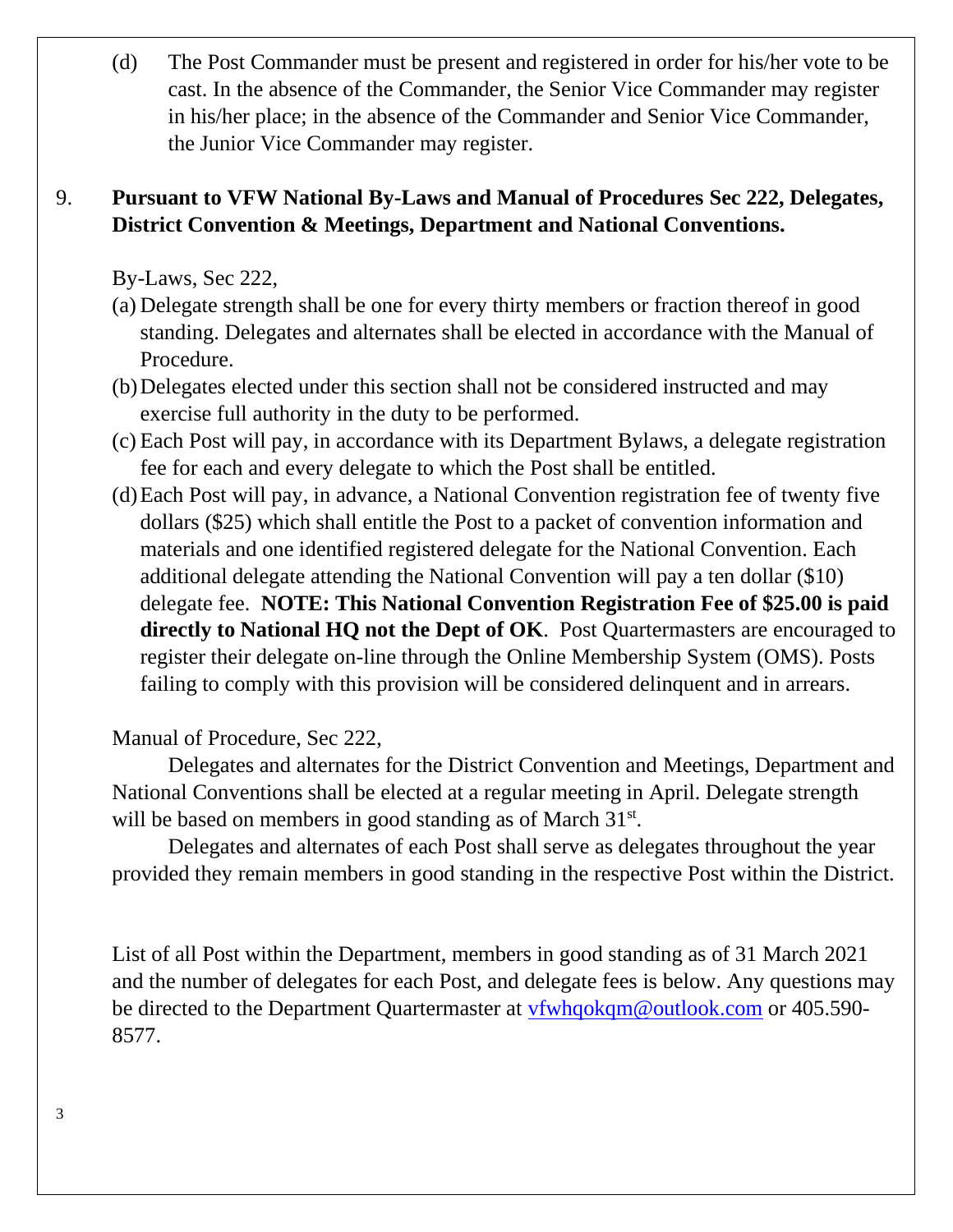(d) The Post Commander must be present and registered in order for his/her vote to be cast. In the absence of the Commander, the Senior Vice Commander may register in his/her place; in the absence of the Commander and Senior Vice Commander, the Junior Vice Commander may register.

9. **Pursuant to VFW National By-Laws and Manual of Procedures Sec 222, Delegates, District Convention & Meetings, Department and National Conventions.**

By-Laws, Sec 222,

(a) Delegate strength shall be one for every thirty members or fraction thereof in good standing. Delegates and alternates shall be elected in accordance with the Manual of Procedure.

(b) Delegates elected under this section shall not be considered instructed and may exercise full authority in the duty to be performed.

(c) Each Post will pay, in accordance with its Department Bylaws, a delegate registration fee for each and every delegate to which the Post shall be entitled.

(d) Each Post will pay, in advance, a National Convention registration fee of twenty five dollars ($25) which shall entitle the Post to a packet of convention information and materials and one identified registered delegate for the National Convention. Each additional delegate attending the National Convention will pay a ten dollar ($10) delegate fee. **NOTE: This National Convention Registration Fee of $25.00 is paid directly to National HQ not the Dept of OK**. Post Quartermasters are encouraged to register their delegate on-line through the Online Membership System (OMS). Posts failing to comply with this provision will be considered delinquent and in arrears.

Manual of Procedure, Sec 222,

Delegates and alternates for the District Convention and Meetings, Department and National Conventions shall be elected at a regular meeting in April. Delegate strength will be based on members in good standing as of March 31st.

Delegates and alternates of each Post shall serve as delegates throughout the year provided they remain members in good standing in the respective Post within the District.

List of all Post within the Department, members in good standing as of 31 March 2021 and the number of delegates for each Post, and delegate fees is below. Any questions may be directed to the Department Quartermaster at vfwhqokqm@outlook.com or 405.590-8577.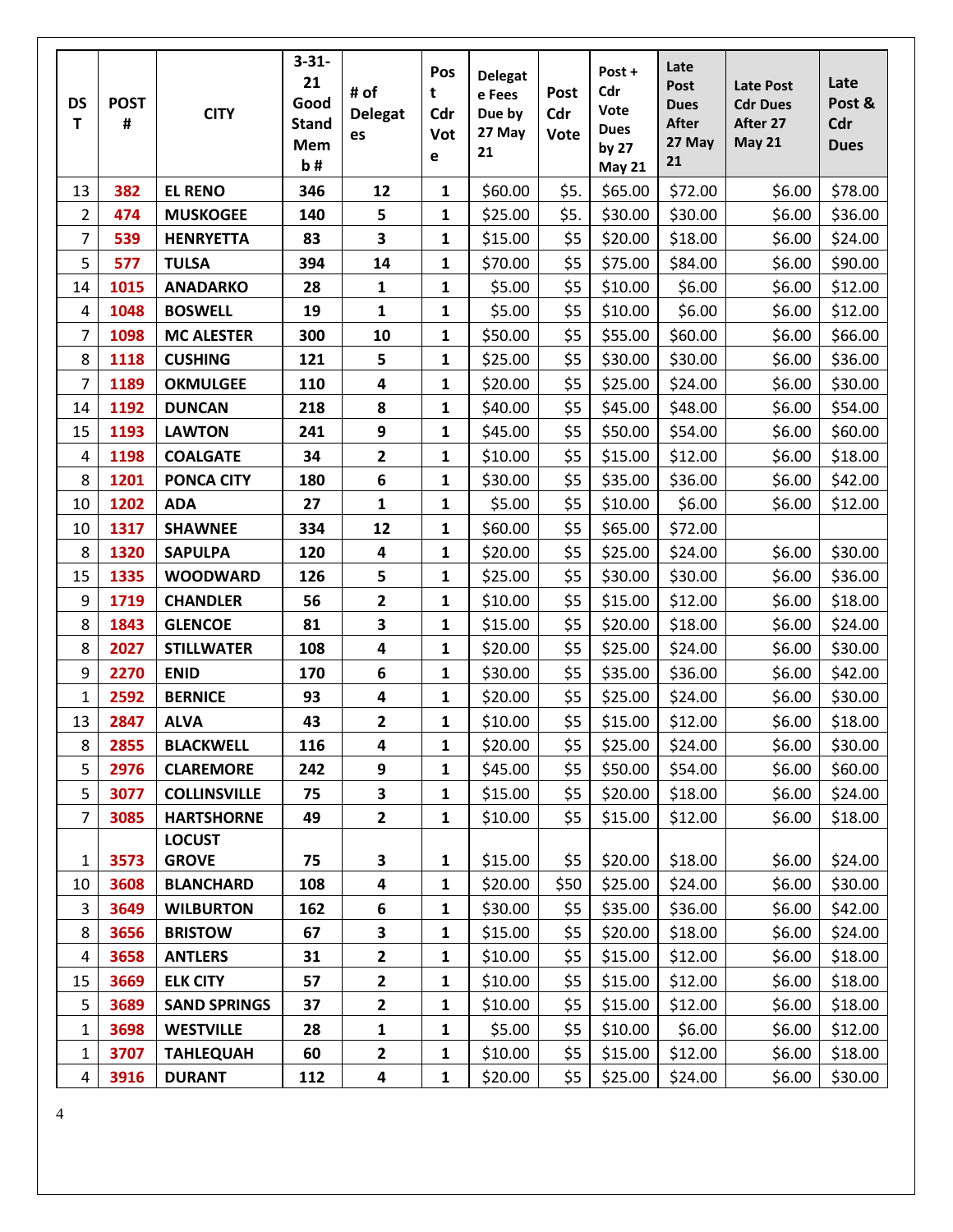| DST | POST # | CITY | 3-31-21 Good Stand Memb # | # of Delegates | Post Cdr Vote | Delegate Fees Due by 27 May 21 | Post Cdr Vote | Post + Cdr Vote Dues by 27 May 21 | Late Post Dues After 27 May 21 | Late Post Cdr Dues After 27 May 21 | Late Post & Cdr Dues |
|---|---|---|---|---|---|---|---|---|---|---|---|
| 13 | 382 | EL RENO | 346 | 12 | 1 | $60.00 | $5. | $65.00 | $72.00 | $6.00 | $78.00 |
| 2 | 474 | MUSKOGEE | 140 | 5 | 1 | $25.00 | $5. | $30.00 | $30.00 | $6.00 | $36.00 |
| 7 | 539 | HENRYETTA | 83 | 3 | 1 | $15.00 | $5 | $20.00 | $18.00 | $6.00 | $24.00 |
| 5 | 577 | TULSA | 394 | 14 | 1 | $70.00 | $5 | $75.00 | $84.00 | $6.00 | $90.00 |
| 14 | 1015 | ANADARKO | 28 | 1 | 1 | $5.00 | $5 | $10.00 | $6.00 | $6.00 | $12.00 |
| 4 | 1048 | BOSWELL | 19 | 1 | 1 | $5.00 | $5 | $10.00 | $6.00 | $6.00 | $12.00 |
| 7 | 1098 | MC ALESTER | 300 | 10 | 1 | $50.00 | $5 | $55.00 | $60.00 | $6.00 | $66.00 |
| 8 | 1118 | CUSHING | 121 | 5 | 1 | $25.00 | $5 | $30.00 | $30.00 | $6.00 | $36.00 |
| 7 | 1189 | OKMULGEE | 110 | 4 | 1 | $20.00 | $5 | $25.00 | $24.00 | $6.00 | $30.00 |
| 14 | 1192 | DUNCAN | 218 | 8 | 1 | $40.00 | $5 | $45.00 | $48.00 | $6.00 | $54.00 |
| 15 | 1193 | LAWTON | 241 | 9 | 1 | $45.00 | $5 | $50.00 | $54.00 | $6.00 | $60.00 |
| 4 | 1198 | COALGATE | 34 | 2 | 1 | $10.00 | $5 | $15.00 | $12.00 | $6.00 | $18.00 |
| 8 | 1201 | PONCA CITY | 180 | 6 | 1 | $30.00 | $5 | $35.00 | $36.00 | $6.00 | $42.00 |
| 10 | 1202 | ADA | 27 | 1 | 1 | $5.00 | $5 | $10.00 | $6.00 | $6.00 | $12.00 |
| 10 | 1317 | SHAWNEE | 334 | 12 | 1 | $60.00 | $5 | $65.00 | $72.00 | | |
| 8 | 1320 | SAPULPA | 120 | 4 | 1 | $20.00 | $5 | $25.00 | $24.00 | $6.00 | $30.00 |
| 15 | 1335 | WOODWARD | 126 | 5 | 1 | $25.00 | $5 | $30.00 | $30.00 | $6.00 | $36.00 |
| 9 | 1719 | CHANDLER | 56 | 2 | 1 | $10.00 | $5 | $15.00 | $12.00 | $6.00 | $18.00 |
| 8 | 1843 | GLENCOE | 81 | 3 | 1 | $15.00 | $5 | $20.00 | $18.00 | $6.00 | $24.00 |
| 8 | 2027 | STILLWATER | 108 | 4 | 1 | $20.00 | $5 | $25.00 | $24.00 | $6.00 | $30.00 |
| 9 | 2270 | ENID | 170 | 6 | 1 | $30.00 | $5 | $35.00 | $36.00 | $6.00 | $42.00 |
| 1 | 2592 | BERNICE | 93 | 4 | 1 | $20.00 | $5 | $25.00 | $24.00 | $6.00 | $30.00 |
| 13 | 2847 | ALVA | 43 | 2 | 1 | $10.00 | $5 | $15.00 | $12.00 | $6.00 | $18.00 |
| 8 | 2855 | BLACKWELL | 116 | 4 | 1 | $20.00 | $5 | $25.00 | $24.00 | $6.00 | $30.00 |
| 5 | 2976 | CLAREMORE | 242 | 9 | 1 | $45.00 | $5 | $50.00 | $54.00 | $6.00 | $60.00 |
| 5 | 3077 | COLLINSVILLE | 75 | 3 | 1 | $15.00 | $5 | $20.00 | $18.00 | $6.00 | $24.00 |
| 7 | 3085 | HARTSHORNE | 49 | 2 | 1 | $10.00 | $5 | $15.00 | $12.00 | $6.00 | $18.00 |
| 1 | 3573 | LOCUST GROVE | 75 | 3 | 1 | $15.00 | $5 | $20.00 | $18.00 | $6.00 | $24.00 |
| 10 | 3608 | BLANCHARD | 108 | 4 | 1 | $20.00 | $50 | $25.00 | $24.00 | $6.00 | $30.00 |
| 3 | 3649 | WILBURTON | 162 | 6 | 1 | $30.00 | $5 | $35.00 | $36.00 | $6.00 | $42.00 |
| 8 | 3656 | BRISTOW | 67 | 3 | 1 | $15.00 | $5 | $20.00 | $18.00 | $6.00 | $24.00 |
| 4 | 3658 | ANTLERS | 31 | 2 | 1 | $10.00 | $5 | $15.00 | $12.00 | $6.00 | $18.00 |
| 15 | 3669 | ELK CITY | 57 | 2 | 1 | $10.00 | $5 | $15.00 | $12.00 | $6.00 | $18.00 |
| 5 | 3689 | SAND SPRINGS | 37 | 2 | 1 | $10.00 | $5 | $15.00 | $12.00 | $6.00 | $18.00 |
| 1 | 3698 | WESTVILLE | 28 | 1 | 1 | $5.00 | $5 | $10.00 | $6.00 | $6.00 | $12.00 |
| 1 | 3707 | TAHLEQUAH | 60 | 2 | 1 | $10.00 | $5 | $15.00 | $12.00 | $6.00 | $18.00 |
| 4 | 3916 | DURANT | 112 | 4 | 1 | $20.00 | $5 | $25.00 | $24.00 | $6.00 | $30.00 |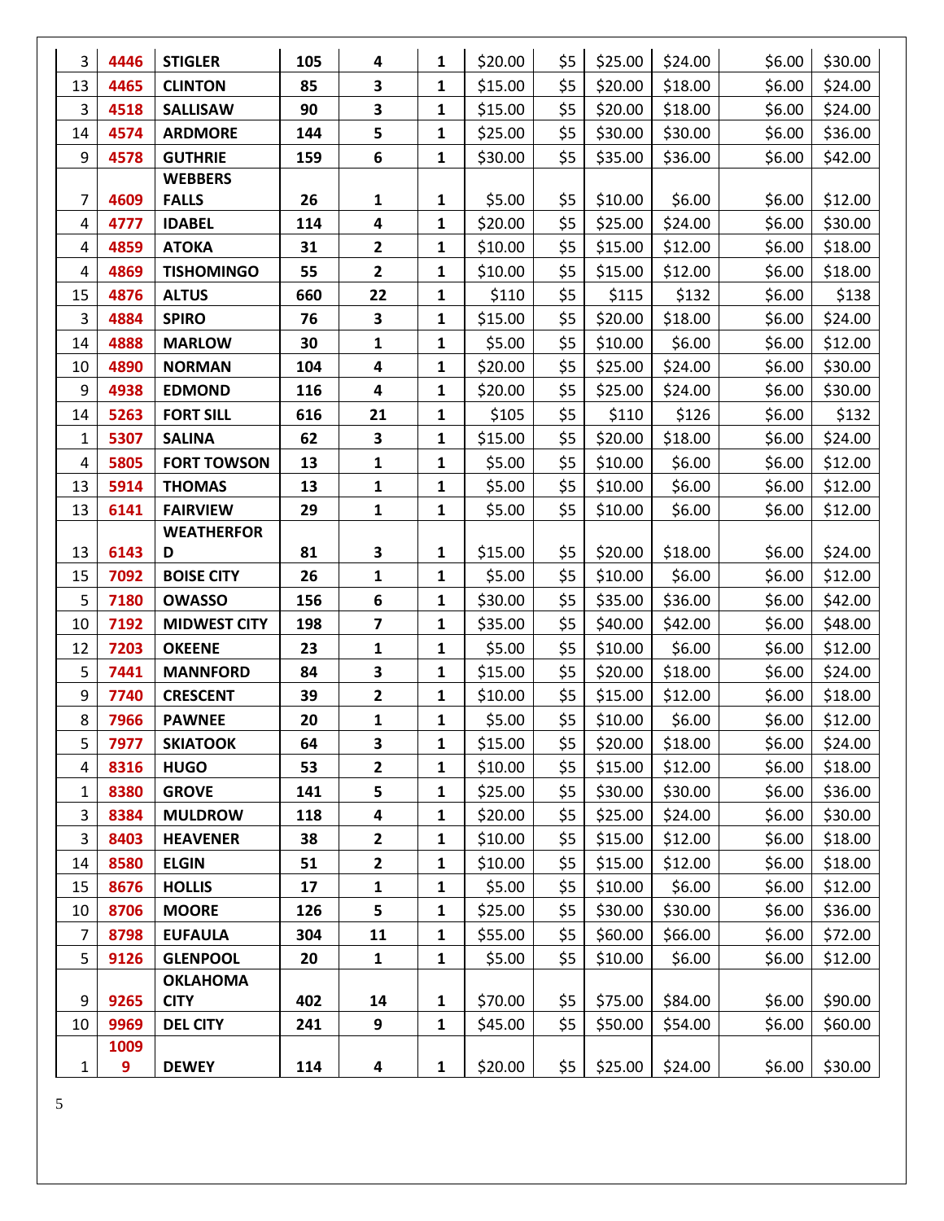| | | | | | | | | | | | |
|---|---|---|---|---|---|---|---|---|---|---|---|
| 3 | **4446** | **STIGLER** | **105** | **4** | **1** | $20.00 | $5 | $25.00 | $24.00 | $6.00 | $30.00 |
| 13 | **4465** | **CLINTON** | **85** | **3** | **1** | $15.00 | $5 | $20.00 | $18.00 | $6.00 | $24.00 |
| 3 | **4518** | **SALLISAW** | **90** | **3** | **1** | $15.00 | $5 | $20.00 | $18.00 | $6.00 | $24.00 |
| 14 | **4574** | **ARDMORE** | **144** | **5** | **1** | $25.00 | $5 | $30.00 | $30.00 | $6.00 | $36.00 |
| 9 | **4578** | **GUTHRIE** | **159** | **6** | **1** | $30.00 | $5 | $35.00 | $36.00 | $6.00 | $42.00 |
| 7 | **4609** | **WEBBERS FALLS** | **26** | **1** | **1** | $5.00 | $5 | $10.00 | $6.00 | $6.00 | $12.00 |
| 4 | **4777** | **IDABEL** | **114** | **4** | **1** | $20.00 | $5 | $25.00 | $24.00 | $6.00 | $30.00 |
| 4 | **4859** | **ATOKA** | **31** | **2** | **1** | $10.00 | $5 | $15.00 | $12.00 | $6.00 | $18.00 |
| 4 | **4869** | **TISHOMINGO** | **55** | **2** | **1** | $10.00 | $5 | $15.00 | $12.00 | $6.00 | $18.00 |
| 15 | **4876** | **ALTUS** | **660** | **22** | **1** | $110 | $5 | $115 | $132 | $6.00 | $138 |
| 3 | **4884** | **SPIRO** | **76** | **3** | **1** | $15.00 | $5 | $20.00 | $18.00 | $6.00 | $24.00 |
| 14 | **4888** | **MARLOW** | **30** | **1** | **1** | $5.00 | $5 | $10.00 | $6.00 | $6.00 | $12.00 |
| 10 | **4890** | **NORMAN** | **104** | **4** | **1** | $20.00 | $5 | $25.00 | $24.00 | $6.00 | $30.00 |
| 9 | **4938** | **EDMOND** | **116** | **4** | **1** | $20.00 | $5 | $25.00 | $24.00 | $6.00 | $30.00 |
| 14 | **5263** | **FORT SILL** | **616** | **21** | **1** | $105 | $5 | $110 | $126 | $6.00 | $132 |
| 1 | **5307** | **SALINA** | **62** | **3** | **1** | $15.00 | $5 | $20.00 | $18.00 | $6.00 | $24.00 |
| 4 | **5805** | **FORT TOWSON** | **13** | **1** | **1** | $5.00 | $5 | $10.00 | $6.00 | $6.00 | $12.00 |
| 13 | **5914** | **THOMAS** | **13** | **1** | **1** | $5.00 | $5 | $10.00 | $6.00 | $6.00 | $12.00 |
| 13 | **6141** | **FAIRVIEW** | **29** | **1** | **1** | $5.00 | $5 | $10.00 | $6.00 | $6.00 | $12.00 |
| 13 | **6143** | **WEATHERFORD** | **81** | **3** | **1** | $15.00 | $5 | $20.00 | $18.00 | $6.00 | $24.00 |
| 15 | **7092** | **BOISE CITY** | **26** | **1** | **1** | $5.00 | $5 | $10.00 | $6.00 | $6.00 | $12.00 |
| 5 | **7180** | **OWASSO** | **156** | **6** | **1** | $30.00 | $5 | $35.00 | $36.00 | $6.00 | $42.00 |
| 10 | **7192** | **MIDWEST CITY** | **198** | **7** | **1** | $35.00 | $5 | $40.00 | $42.00 | $6.00 | $48.00 |
| 12 | **7203** | **OKEENE** | **23** | **1** | **1** | $5.00 | $5 | $10.00 | $6.00 | $6.00 | $12.00 |
| 5 | **7441** | **MANNFORD** | **84** | **3** | **1** | $15.00 | $5 | $20.00 | $18.00 | $6.00 | $24.00 |
| 9 | **7740** | **CRESCENT** | **39** | **2** | **1** | $10.00 | $5 | $15.00 | $12.00 | $6.00 | $18.00 |
| 8 | **7966** | **PAWNEE** | **20** | **1** | **1** | $5.00 | $5 | $10.00 | $6.00 | $6.00 | $12.00 |
| 5 | **7977** | **SKIATOOK** | **64** | **3** | **1** | $15.00 | $5 | $20.00 | $18.00 | $6.00 | $24.00 |
| 4 | **8316** | **HUGO** | **53** | **2** | **1** | $10.00 | $5 | $15.00 | $12.00 | $6.00 | $18.00 |
| 1 | **8380** | **GROVE** | **141** | **5** | **1** | $25.00 | $5 | $30.00 | $30.00 | $6.00 | $36.00 |
| 3 | **8384** | **MULDROW** | **118** | **4** | **1** | $20.00 | $5 | $25.00 | $24.00 | $6.00 | $30.00 |
| 3 | **8403** | **HEAVENER** | **38** | **2** | **1** | $10.00 | $5 | $15.00 | $12.00 | $6.00 | $18.00 |
| 14 | **8580** | **ELGIN** | **51** | **2** | **1** | $10.00 | $5 | $15.00 | $12.00 | $6.00 | $18.00 |
| 15 | **8676** | **HOLLIS** | **17** | **1** | **1** | $5.00 | $5 | $10.00 | $6.00 | $6.00 | $12.00 |
| 10 | **8706** | **MOORE** | **126** | **5** | **1** | $25.00 | $5 | $30.00 | $30.00 | $6.00 | $36.00 |
| 7 | **8798** | **EUFAULA** | **304** | **11** | **1** | $55.00 | $5 | $60.00 | $66.00 | $6.00 | $72.00 |
| 5 | **9126** | **GLENPOOL** | **20** | **1** | **1** | $5.00 | $5 | $10.00 | $6.00 | $6.00 | $12.00 |
| 9 | **9265** | **OKLAHOMA CITY** | **402** | **14** | **1** | $70.00 | $5 | $75.00 | $84.00 | $6.00 | $90.00 |
| 10 | **9969** | **DEL CITY** | **241** | **9** | **1** | $45.00 | $5 | $50.00 | $54.00 | $6.00 | $60.00 |
| 1 | **10099** | **DEWEY** | **114** | **4** | **1** | $20.00 | $5 | $25.00 | $24.00 | $6.00 | $30.00 |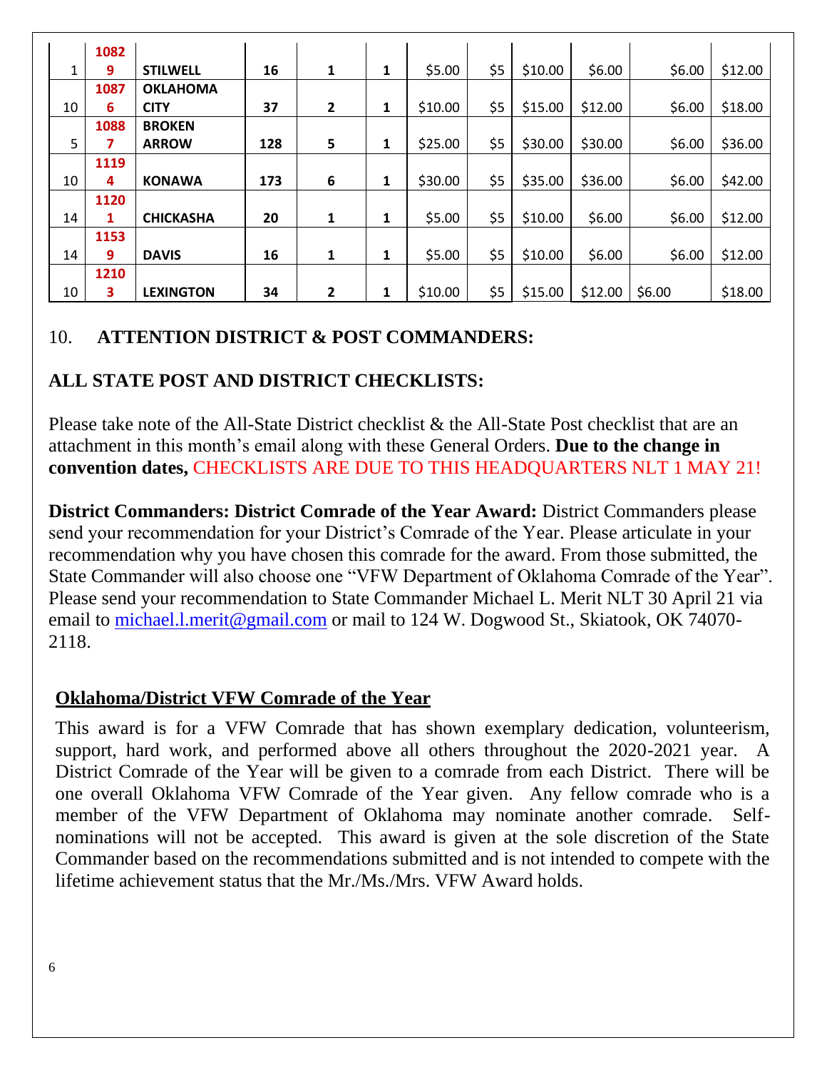| | | | | | | | | | | | |
|---|---|---|---|---|---|---|---|---|---|---|---|
| 1 | 10829 | STILWELL | 16 | 1 | 1 | $5.00 | $5 | $10.00 | $6.00 | $6.00 | $12.00 |
| 10 | 10876 | OKLAHOMA CITY | 37 | 2 | 1 | $10.00 | $5 | $15.00 | $12.00 | $6.00 | $18.00 |
| 5 | 10887 | BROKEN ARROW | 128 | 5 | 1 | $25.00 | $5 | $30.00 | $30.00 | $6.00 | $36.00 |
| 10 | 11194 | KONAWA | 173 | 6 | 1 | $30.00 | $5 | $35.00 | $36.00 | $6.00 | $42.00 |
| 14 | 11201 | CHICKASHA | 20 | 1 | 1 | $5.00 | $5 | $10.00 | $6.00 | $6.00 | $12.00 |
| 14 | 11539 | DAVIS | 16 | 1 | 1 | $5.00 | $5 | $10.00 | $6.00 | $6.00 | $12.00 |
| 10 | 12103 | LEXINGTON | 34 | 2 | 1 | $10.00 | $5 | $15.00 | $12.00 | $6.00 | $18.00 |

10. **ATTENTION DISTRICT & POST COMMANDERS:**

**ALL STATE POST AND DISTRICT CHECKLISTS:**

Please take note of the All-State District checklist & the All-State Post checklist that are an attachment in this month's email along with these General Orders. **Due to the change in convention dates,** CHECKLISTS ARE DUE TO THIS HEADQUARTERS NLT 1 MAY 21!

**District Commanders: District Comrade of the Year Award:** District Commanders please send your recommendation for your District's Comrade of the Year. Please articulate in your recommendation why you have chosen this comrade for the award. From those submitted, the State Commander will also choose one "VFW Department of Oklahoma Comrade of the Year". Please send your recommendation to State Commander Michael L. Merit NLT 30 April 21 via email to michael.l.merit@gmail.com or mail to 124 W. Dogwood St., Skiatook, OK 74070-2118.

**Oklahoma/District VFW Comrade of the Year**

This award is for a VFW Comrade that has shown exemplary dedication, volunteerism, support, hard work, and performed above all others throughout the 2020-2021 year. A District Comrade of the Year will be given to a comrade from each District. There will be one overall Oklahoma VFW Comrade of the Year given. Any fellow comrade who is a member of the VFW Department of Oklahoma may nominate another comrade. Self-nominations will not be accepted. This award is given at the sole discretion of the State Commander based on the recommendations submitted and is not intended to compete with the lifetime achievement status that the Mr./Ms./Mrs. VFW Award holds.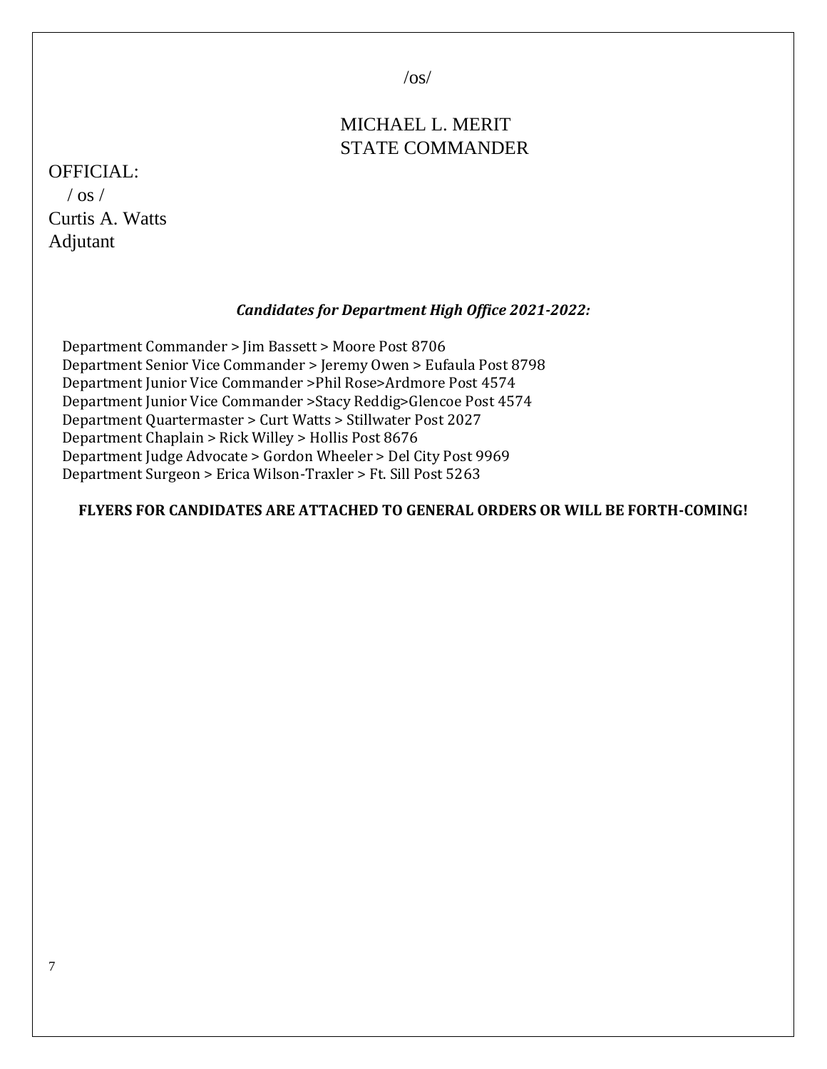/os/

MICHAEL L. MERIT
STATE COMMANDER

OFFICIAL:
/ os /
Curtis A. Watts
Adjutant

***Candidates for Department High Office 2021-2022:***

Department Commander > Jim Bassett > Moore Post 8706
Department Senior Vice Commander > Jeremy Owen > Eufaula Post 8798
Department Junior Vice Commander >Phil Rose>Ardmore Post 4574
Department Junior Vice Commander >Stacy Reddig>Glencoe Post 4574
Department Quartermaster > Curt Watts > Stillwater Post 2027
Department Chaplain > Rick Willey > Hollis Post 8676
Department Judge Advocate > Gordon Wheeler > Del City Post 9969
Department Surgeon > Erica Wilson-Traxler > Ft. Sill Post 5263

**FLYERS FOR CANDIDATES ARE ATTACHED TO GENERAL ORDERS OR WILL BE FORTH-COMING!**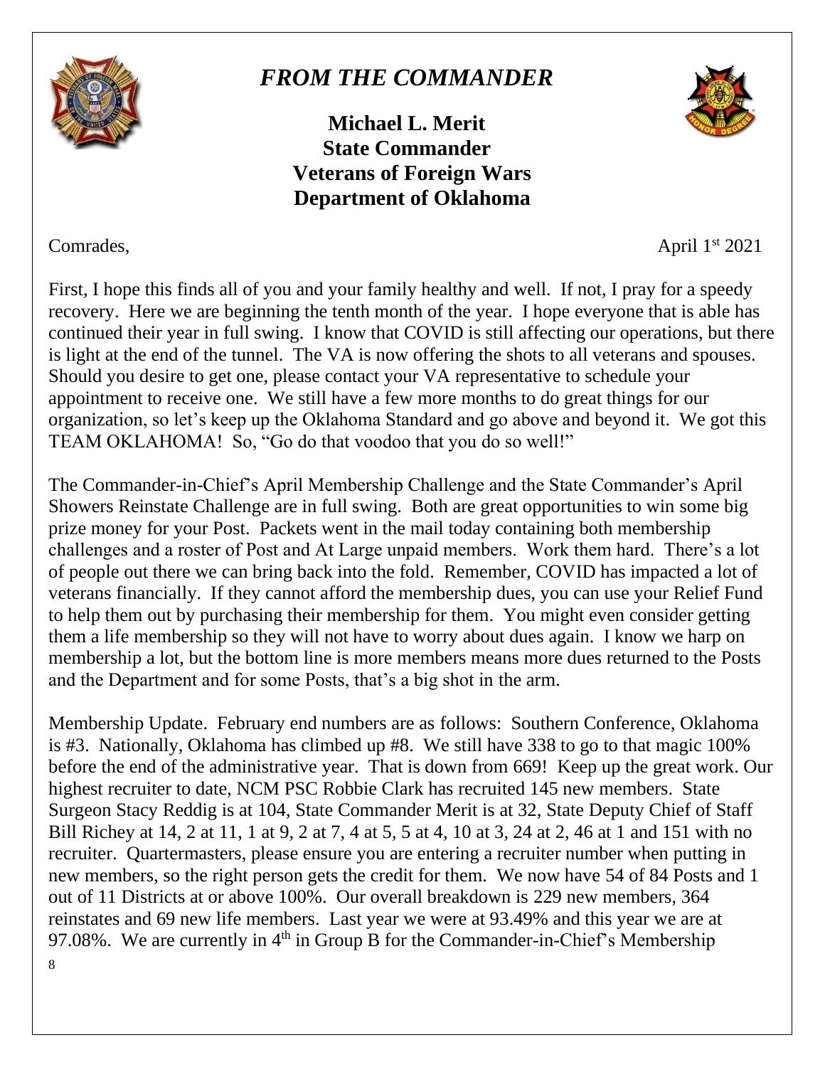# *FROM THE COMMANDER*

**Michael L. Merit**
**State Commander**
**Veterans of Foreign Wars**
**Department of Oklahoma**

Comrades,

April 1st 2021

First, I hope this finds all of you and your family healthy and well. If not, I pray for a speedy recovery. Here we are beginning the tenth month of the year. I hope everyone that is able has continued their year in full swing. I know that COVID is still affecting our operations, but there is light at the end of the tunnel. The VA is now offering the shots to all veterans and spouses. Should you desire to get one, please contact your VA representative to schedule your appointment to receive one. We still have a few more months to do great things for our organization, so let's keep up the Oklahoma Standard and go above and beyond it. We got this TEAM OKLAHOMA! So, "Go do that voodoo that you do so well!"

The Commander-in-Chief's April Membership Challenge and the State Commander's April Showers Reinstate Challenge are in full swing. Both are great opportunities to win some big prize money for your Post. Packets went in the mail today containing both membership challenges and a roster of Post and At Large unpaid members. Work them hard. There's a lot of people out there we can bring back into the fold. Remember, COVID has impacted a lot of veterans financially. If they cannot afford the membership dues, you can use your Relief Fund to help them out by purchasing their membership for them. You might even consider getting them a life membership so they will not have to worry about dues again. I know we harp on membership a lot, but the bottom line is more members means more dues returned to the Posts and the Department and for some Posts, that's a big shot in the arm.

Membership Update. February end numbers are as follows: Southern Conference, Oklahoma is #3. Nationally, Oklahoma has climbed up #8. We still have 338 to go to that magic 100% before the end of the administrative year. That is down from 669! Keep up the great work. Our highest recruiter to date, NCM PSC Robbie Clark has recruited 145 new members. State Surgeon Stacy Reddig is at 104, State Commander Merit is at 32, State Deputy Chief of Staff Bill Richey at 14, 2 at 11, 1 at 9, 2 at 7, 4 at 5, 5 at 4, 10 at 3, 24 at 2, 46 at 1 and 151 with no recruiter. Quartermasters, please ensure you are entering a recruiter number when putting in new members, so the right person gets the credit for them. We now have 54 of 84 Posts and 1 out of 11 Districts at or above 100%. Our overall breakdown is 229 new members, 364 reinstates and 69 new life members. Last year we were at 93.49% and this year we are at 97.08%. We are currently in 4th in Group B for the Commander-in-Chief's Membership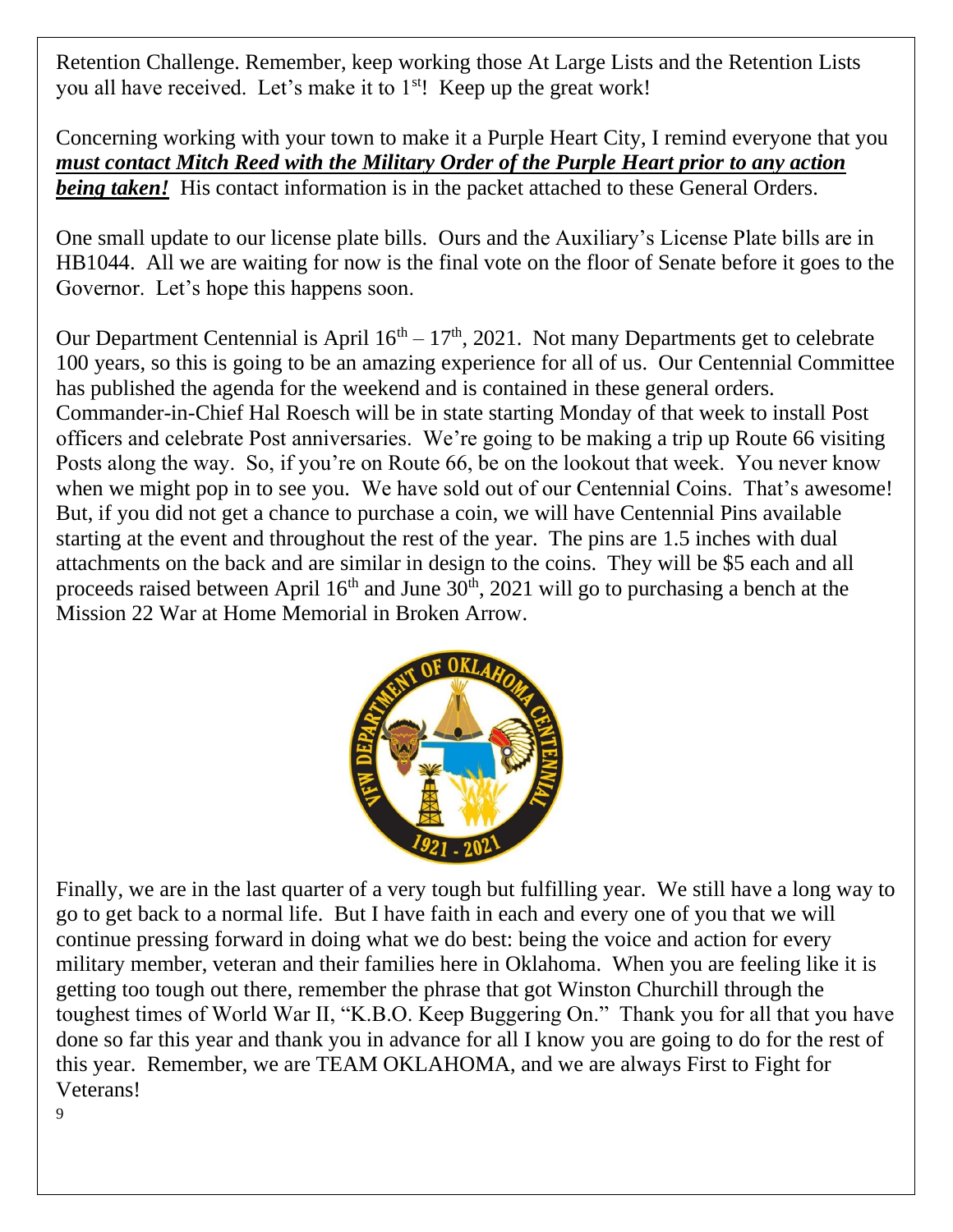Retention Challenge. Remember, keep working those At Large Lists and the Retention Lists you all have received. Let's make it to 1st! Keep up the great work!

Concerning working with your town to make it a Purple Heart City, I remind everyone that you ***must contact Mitch Reed with the Military Order of the Purple Heart prior to any action being taken!*** His contact information is in the packet attached to these General Orders.

One small update to our license plate bills. Ours and the Auxiliary's License Plate bills are in HB1044. All we are waiting for now is the final vote on the floor of Senate before it goes to the Governor. Let's hope this happens soon.

Our Department Centennial is April 16th – 17th, 2021. Not many Departments get to celebrate 100 years, so this is going to be an amazing experience for all of us. Our Centennial Committee has published the agenda for the weekend and is contained in these general orders. Commander-in-Chief Hal Roesch will be in state starting Monday of that week to install Post officers and celebrate Post anniversaries. We're going to be making a trip up Route 66 visiting Posts along the way. So, if you're on Route 66, be on the lookout that week. You never know when we might pop in to see you. We have sold out of our Centennial Coins. That's awesome! But, if you did not get a chance to purchase a coin, we will have Centennial Pins available starting at the event and throughout the rest of the year. The pins are 1.5 inches with dual attachments on the back and are similar in design to the coins. They will be $5 each and all proceeds raised between April 16th and June 30th, 2021 will go to purchasing a bench at the Mission 22 War at Home Memorial in Broken Arrow.

Finally, we are in the last quarter of a very tough but fulfilling year. We still have a long way to go to get back to a normal life. But I have faith in each and every one of you that we will continue pressing forward in doing what we do best: being the voice and action for every military member, veteran and their families here in Oklahoma. When you are feeling like it is getting too tough out there, remember the phrase that got Winston Churchill through the toughest times of World War II, "K.B.O. Keep Buggering On." Thank you for all that you have done so far this year and thank you in advance for all I know you are going to do for the rest of this year. Remember, we are TEAM OKLAHOMA, and we are always First to Fight for Veterans!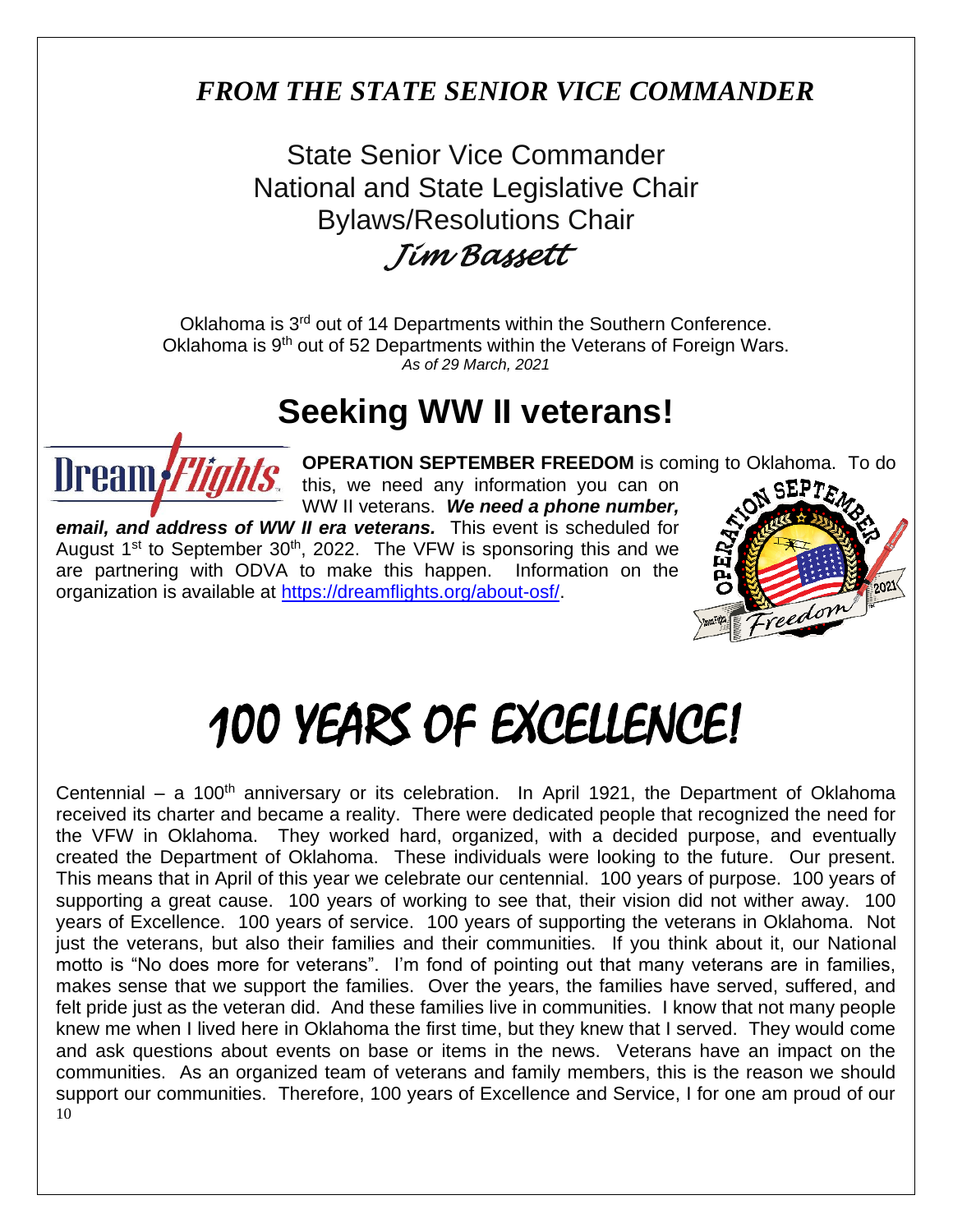## *FROM THE STATE SENIOR VICE COMMANDER*

State Senior Vice Commander
National and State Legislative Chair
Bylaws/Resolutions Chair

*Jim Bassett*

Oklahoma is 3rd out of 14 Departments within the Southern Conference.
Oklahoma is 9th out of 52 Departments within the Veterans of Foreign Wars.
*As of 29 March, 2021*

# Seeking WW II veterans!

**OPERATION SEPTEMBER FREEDOM** is coming to Oklahoma. To do this, we need any information you can on WW II veterans. ***We need a phone number, email, and address of WW II era veterans.*** This event is scheduled for August 1st to September 30th, 2022. The VFW is sponsoring this and we are partnering with ODVA to make this happen. Information on the organization is available at [https://dreamflights.org/about-osf/](https://dreamflights.org/about-osf/).

# 100 YEARS OF EXCELLENCE!

Centennial – a 100th anniversary or its celebration. In April 1921, the Department of Oklahoma received its charter and became a reality. There were dedicated people that recognized the need for the VFW in Oklahoma. They worked hard, organized, with a decided purpose, and eventually created the Department of Oklahoma. These individuals were looking to the future. Our present. This means that in April of this year we celebrate our centennial. 100 years of purpose. 100 years of supporting a great cause. 100 years of working to see that, their vision did not wither away. 100 years of Excellence. 100 years of service. 100 years of supporting the veterans in Oklahoma. Not just the veterans, but also their families and their communities. If you think about it, our National motto is "No does more for veterans". I'm fond of pointing out that many veterans are in families, makes sense that we support the families. Over the years, the families have served, suffered, and felt pride just as the veteran did. And these families live in communities. I know that not many people knew me when I lived here in Oklahoma the first time, but they knew that I served. They would come and ask questions about events on base or items in the news. Veterans have an impact on the communities. As an organized team of veterans and family members, this is the reason we should support our communities. Therefore, 100 years of Excellence and Service, I for one am proud of our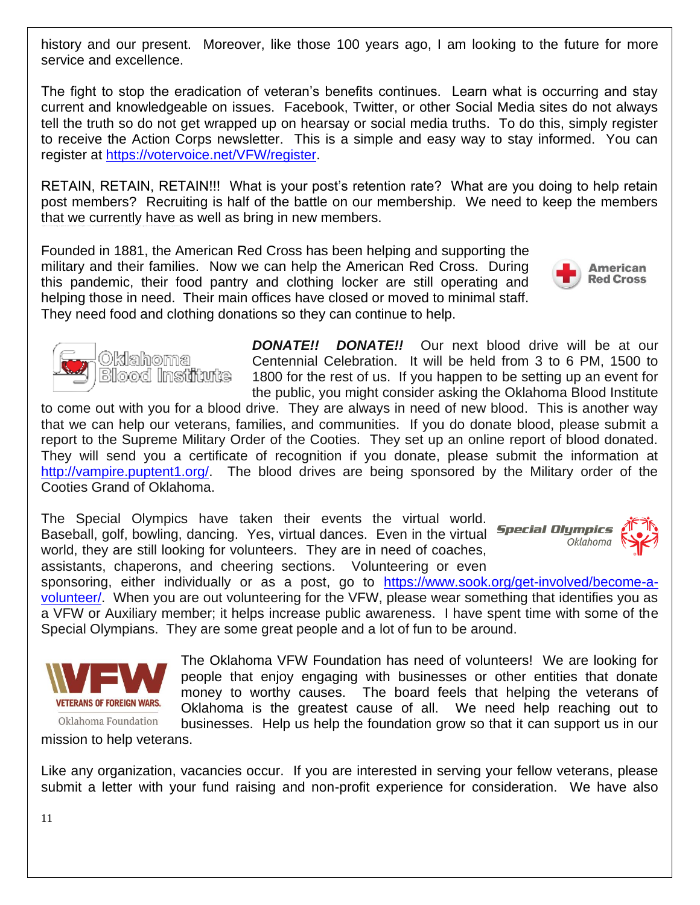history and our present. Moreover, like those 100 years ago, I am looking to the future for more service and excellence.

The fight to stop the eradication of veteran's benefits continues. Learn what is occurring and stay current and knowledgeable on issues. Facebook, Twitter, or other Social Media sites do not always tell the truth so do not get wrapped up on hearsay or social media truths. To do this, simply register to receive the Action Corps newsletter. This is a simple and easy way to stay informed. You can register at https://votervoice.net/VFW/register.

RETAIN, RETAIN, RETAIN!!! What is your post's retention rate? What are you doing to help retain post members? Recruiting is half of the battle on our membership. We need to keep the members that we currently have as well as bring in new members.

Founded in 1881, the American Red Cross has been helping and supporting the military and their families. Now we can help the American Red Cross. During this pandemic, their food pantry and clothing locker are still operating and helping those in need. Their main offices have closed or moved to minimal staff. They need food and clothing donations so they can continue to help.

***DONATE!! DONATE!!*** Our next blood drive will be at our Centennial Celebration. It will be held from 3 to 6 PM, 1500 to 1800 for the rest of us. If you happen to be setting up an event for the public, you might consider asking the Oklahoma Blood Institute to come out with you for a blood drive. They are always in need of new blood. This is another way that we can help our veterans, families, and communities. If you do donate blood, please submit a report to the Supreme Military Order of the Cooties. They set up an online report of blood donated. They will send you a certificate of recognition if you donate, please submit the information at http://vampire.puptent1.org/. The blood drives are being sponsored by the Military order of the Cooties Grand of Oklahoma.

The Special Olympics have taken their events the virtual world. Baseball, golf, bowling, dancing. Yes, virtual dances. Even in the virtual world, they are still looking for volunteers. They are in need of coaches, assistants, chaperons, and cheering sections. Volunteering or even sponsoring, either individually or as a post, go to https://www.sook.org/get-involved/become-a-volunteer/. When you are out volunteering for the VFW, please wear something that identifies you as a VFW or Auxiliary member; it helps increase public awareness. I have spent time with some of the Special Olympians. They are some great people and a lot of fun to be around.

The Oklahoma VFW Foundation has need of volunteers! We are looking for people that enjoy engaging with businesses or other entities that donate money to worthy causes. The board feels that helping the veterans of Oklahoma is the greatest cause of all. We need help reaching out to businesses. Help us help the foundation grow so that it can support us in our mission to help veterans.

Like any organization, vacancies occur. If you are interested in serving your fellow veterans, please submit a letter with your fund raising and non-profit experience for consideration. We have also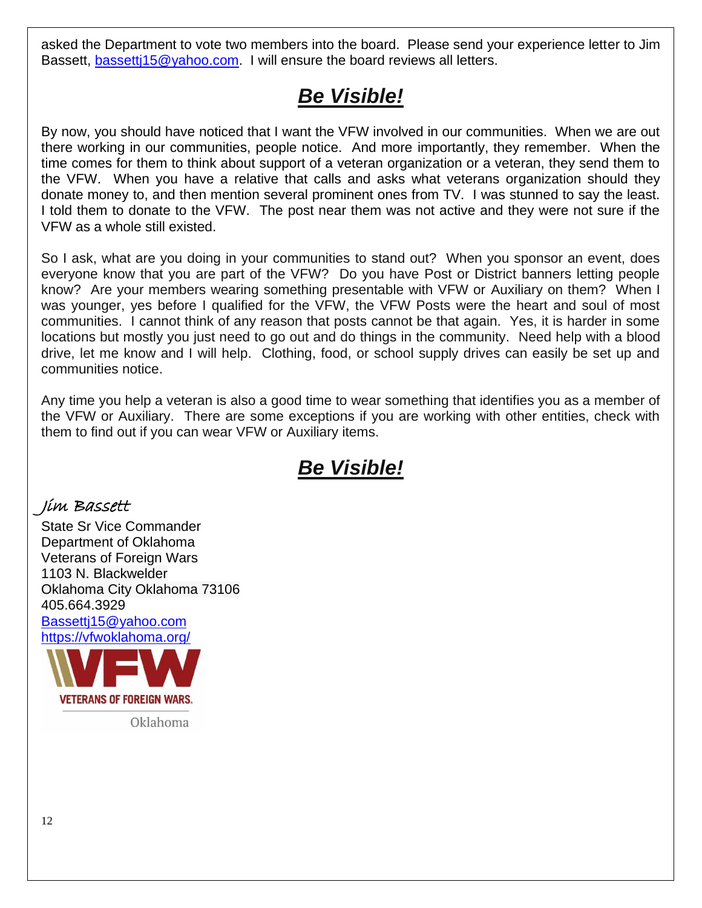asked the Department to vote two members into the board. Please send your experience letter to Jim Bassett, [bassettj15@yahoo.com](mailto:bassettj15@yahoo.com). I will ensure the board reviews all letters.

# ***Be Visible!***

By now, you should have noticed that I want the VFW involved in our communities. When we are out there working in our communities, people notice. And more importantly, they remember. When the time comes for them to think about support of a veteran organization or a veteran, they send them to the VFW. When you have a relative that calls and asks what veterans organization should they donate money to, and then mention several prominent ones from TV. I was stunned to say the least. I told them to donate to the VFW. The post near them was not active and they were not sure if the VFW as a whole still existed.

So I ask, what are you doing in your communities to stand out? When you sponsor an event, does everyone know that you are part of the VFW? Do you have Post or District banners letting people know? Are your members wearing something presentable with VFW or Auxiliary on them? When I was younger, yes before I qualified for the VFW, the VFW Posts were the heart and soul of most communities. I cannot think of any reason that posts cannot be that again. Yes, it is harder in some locations but mostly you just need to go out and do things in the community. Need help with a blood drive, let me know and I will help. Clothing, food, or school supply drives can easily be set up and communities notice.

Any time you help a veteran is also a good time to wear something that identifies you as a member of the VFW or Auxiliary. There are some exceptions if you are working with other entities, check with them to find out if you can wear VFW or Auxiliary items.

# ***Be Visible!***

*Jim Bassett*

State Sr Vice Commander
Department of Oklahoma
Veterans of Foreign Wars
1103 N. Blackwelder
Oklahoma City Oklahoma 73106
405.664.3929
[Bassettj15@yahoo.com](mailto:Bassettj15@yahoo.com)
[https://vfwoklahoma.org/](https://vfwoklahoma.org/)

VFW
VETERANS OF FOREIGN WARS.
Oklahoma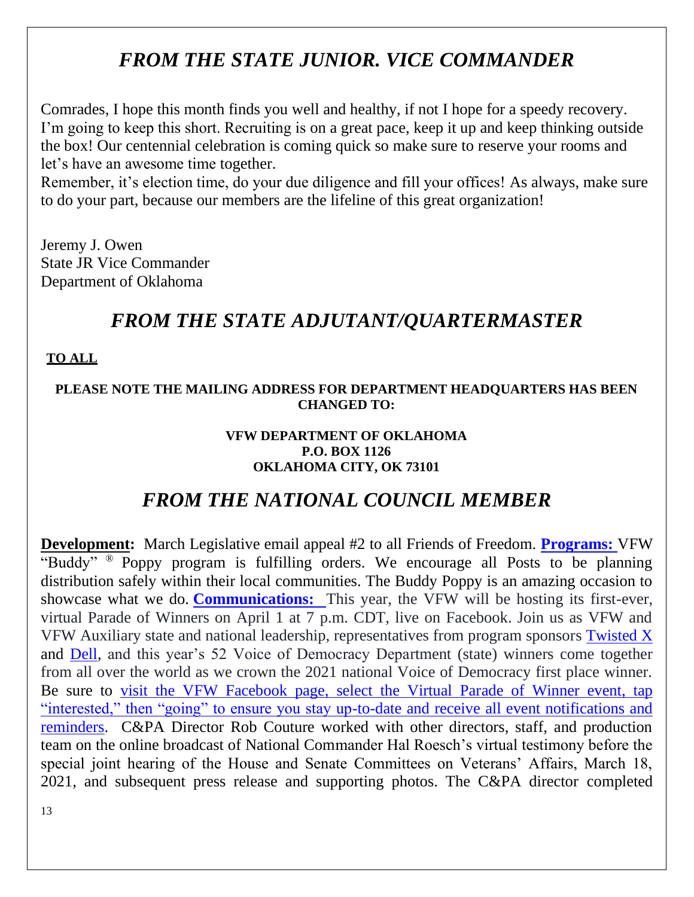# *FROM THE STATE JUNIOR. VICE COMMANDER*

Comrades, I hope this month finds you well and healthy, if not I hope for a speedy recovery. I'm going to keep this short. Recruiting is on a great pace, keep it up and keep thinking outside the box! Our centennial celebration is coming quick so make sure to reserve your rooms and let's have an awesome time together.
Remember, it's election time, do your due diligence and fill your offices! As always, make sure to do your part, because our members are the lifeline of this great organization!

Jeremy J. Owen
State JR Vice Commander
Department of Oklahoma

# *FROM THE STATE ADJUTANT/QUARTERMASTER*

**TO ALL**

**PLEASE NOTE THE MAILING ADDRESS FOR DEPARTMENT HEADQUARTERS HAS BEEN CHANGED TO:**

**VFW DEPARTMENT OF OKLAHOMA**
**P.O. BOX 1126**
**OKLAHOMA CITY, OK 73101**

# *FROM THE NATIONAL COUNCIL MEMBER*

**Development:** March Legislative email appeal #2 to all Friends of Freedom. **Programs:** VFW "Buddy" ® Poppy program is fulfilling orders. We encourage all Posts to be planning distribution safely within their local communities. The Buddy Poppy is an amazing occasion to showcase what we do. **Communications:** This year, the VFW will be hosting its first-ever, virtual Parade of Winners on April 1 at 7 p.m. CDT, live on Facebook. Join us as VFW and VFW Auxiliary state and national leadership, representatives from program sponsors Twisted X and Dell, and this year's 52 Voice of Democracy Department (state) winners come together from all over the world as we crown the 2021 national Voice of Democracy first place winner. Be sure to visit the VFW Facebook page, select the Virtual Parade of Winner event, tap "interested," then "going" to ensure you stay up-to-date and receive all event notifications and reminders. C&PA Director Rob Couture worked with other directors, staff, and production team on the online broadcast of National Commander Hal Roesch's virtual testimony before the special joint hearing of the House and Senate Committees on Veterans' Affairs, March 18, 2021, and subsequent press release and supporting photos. The C&PA director completed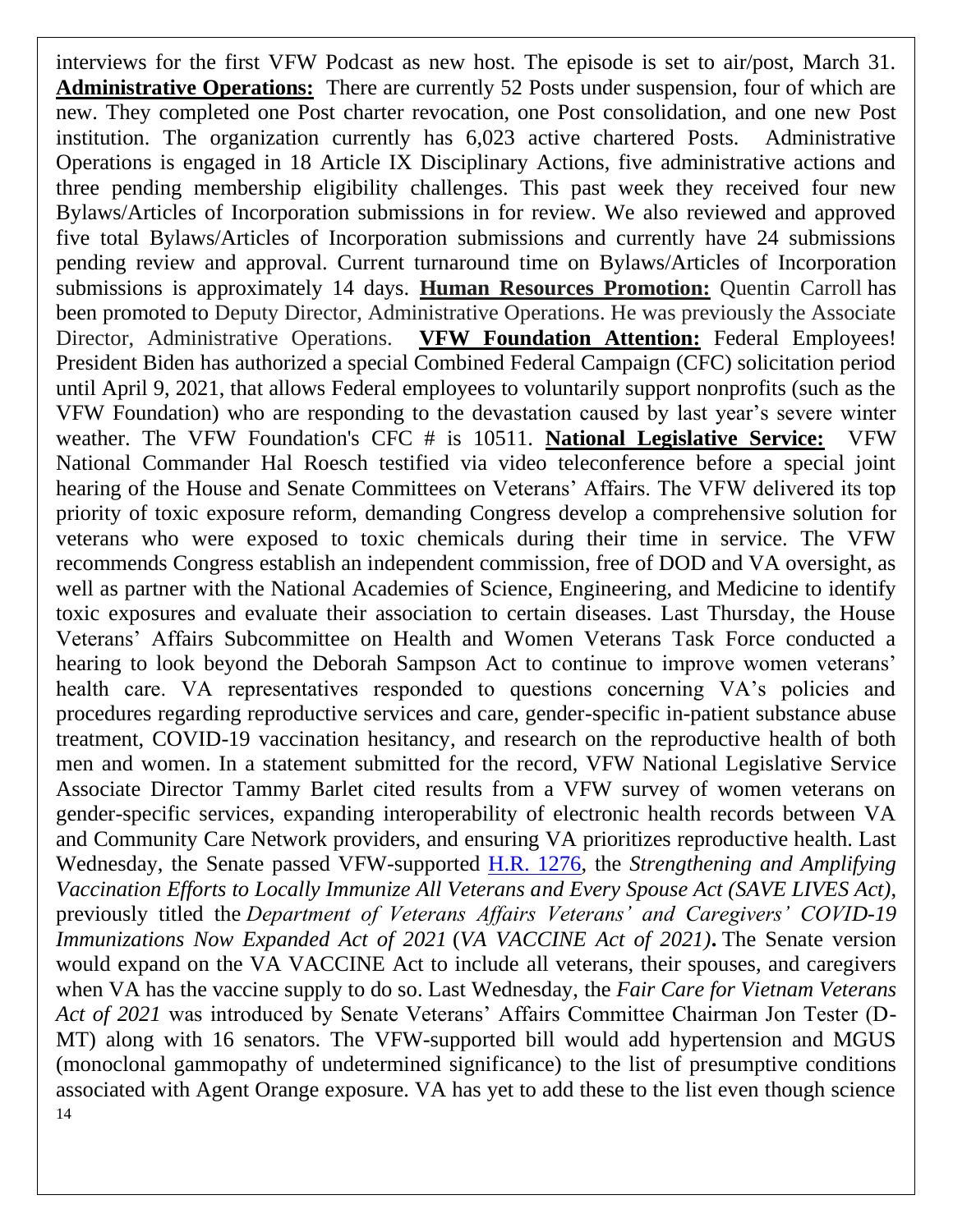interviews for the first VFW Podcast as new host. The episode is set to air/post, March 31. **Administrative Operations:** There are currently 52 Posts under suspension, four of which are new. They completed one Post charter revocation, one Post consolidation, and one new Post institution. The organization currently has 6,023 active chartered Posts. Administrative Operations is engaged in 18 Article IX Disciplinary Actions, five administrative actions and three pending membership eligibility challenges. This past week they received four new Bylaws/Articles of Incorporation submissions in for review. We also reviewed and approved five total Bylaws/Articles of Incorporation submissions and currently have 24 submissions pending review and approval. Current turnaround time on Bylaws/Articles of Incorporation submissions is approximately 14 days. **Human Resources Promotion:** Quentin Carroll has been promoted to Deputy Director, Administrative Operations. He was previously the Associate Director, Administrative Operations. **VFW Foundation Attention:** Federal Employees! President Biden has authorized a special Combined Federal Campaign (CFC) solicitation period until April 9, 2021, that allows Federal employees to voluntarily support nonprofits (such as the VFW Foundation) who are responding to the devastation caused by last year's severe winter weather. The VFW Foundation's CFC # is 10511. **National Legislative Service:** VFW National Commander Hal Roesch testified via video teleconference before a special joint hearing of the House and Senate Committees on Veterans' Affairs. The VFW delivered its top priority of toxic exposure reform, demanding Congress develop a comprehensive solution for veterans who were exposed to toxic chemicals during their time in service. The VFW recommends Congress establish an independent commission, free of DOD and VA oversight, as well as partner with the National Academies of Science, Engineering, and Medicine to identify toxic exposures and evaluate their association to certain diseases. Last Thursday, the House Veterans' Affairs Subcommittee on Health and Women Veterans Task Force conducted a hearing to look beyond the Deborah Sampson Act to continue to improve women veterans' health care. VA representatives responded to questions concerning VA's policies and procedures regarding reproductive services and care, gender-specific in-patient substance abuse treatment, COVID-19 vaccination hesitancy, and research on the reproductive health of both men and women. In a statement submitted for the record, VFW National Legislative Service Associate Director Tammy Barlet cited results from a VFW survey of women veterans on gender-specific services, expanding interoperability of electronic health records between VA and Community Care Network providers, and ensuring VA prioritizes reproductive health. Last Wednesday, the Senate passed VFW-supported H.R. 1276, the *Strengthening and Amplifying Vaccination Efforts to Locally Immunize All Veterans and Every Spouse Act (SAVE LIVES Act)*, previously titled the *Department of Veterans Affairs Veterans' and Caregivers' COVID-19 Immunizations Now Expanded Act of 2021* (*VA VACCINE Act of 2021)***.** The Senate version would expand on the VA VACCINE Act to include all veterans, their spouses, and caregivers when VA has the vaccine supply to do so. Last Wednesday, the *Fair Care for Vietnam Veterans Act of 2021* was introduced by Senate Veterans' Affairs Committee Chairman Jon Tester (D-MT) along with 16 senators. The VFW-supported bill would add hypertension and MGUS (monoclonal gammopathy of undetermined significance) to the list of presumptive conditions associated with Agent Orange exposure. VA has yet to add these to the list even though science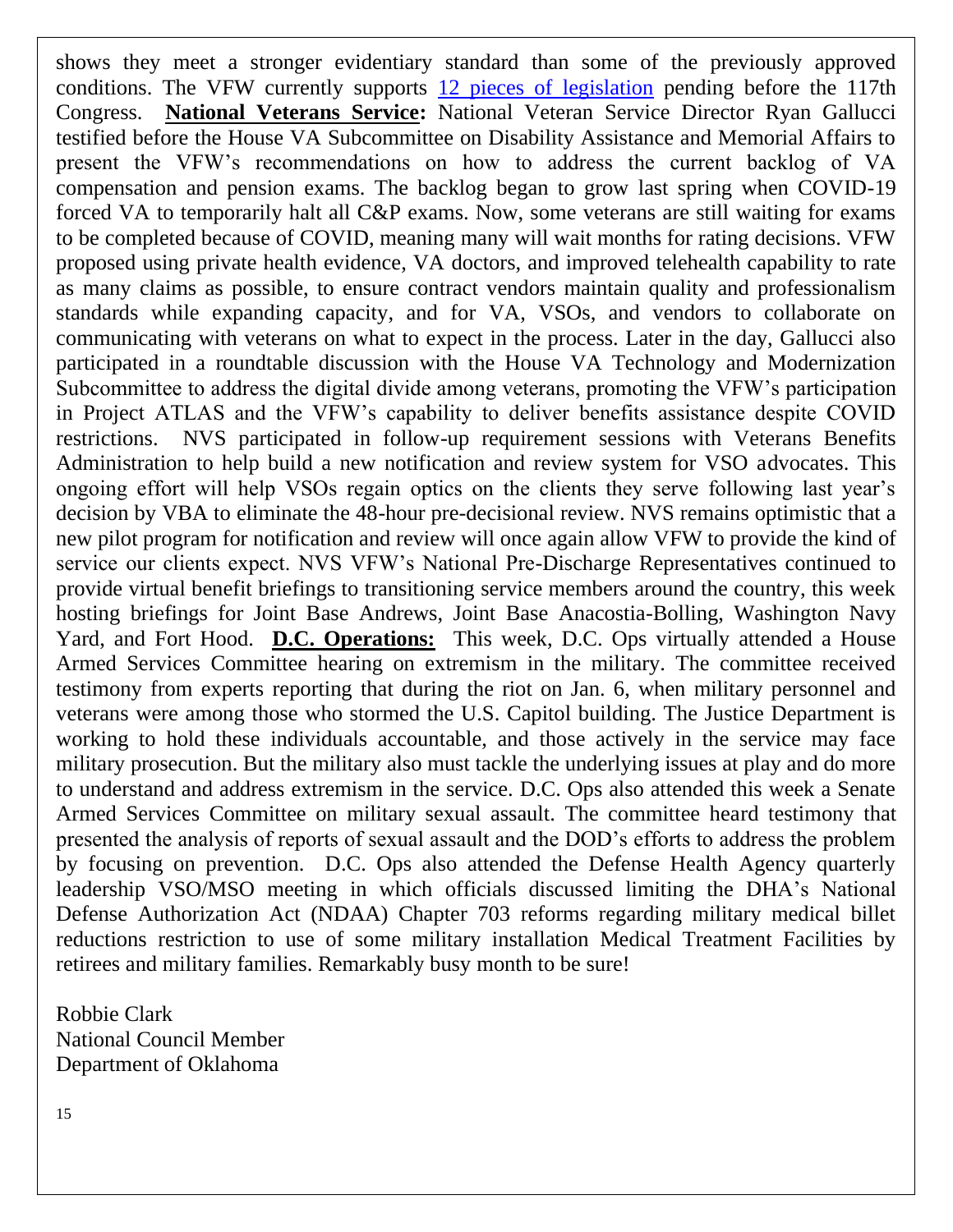shows they meet a stronger evidentiary standard than some of the previously approved conditions. The VFW currently supports 12 pieces of legislation pending before the 117th Congress. **National Veterans Service:** National Veteran Service Director Ryan Gallucci testified before the House VA Subcommittee on Disability Assistance and Memorial Affairs to present the VFW's recommendations on how to address the current backlog of VA compensation and pension exams. The backlog began to grow last spring when COVID-19 forced VA to temporarily halt all C&P exams. Now, some veterans are still waiting for exams to be completed because of COVID, meaning many will wait months for rating decisions. VFW proposed using private health evidence, VA doctors, and improved telehealth capability to rate as many claims as possible, to ensure contract vendors maintain quality and professionalism standards while expanding capacity, and for VA, VSOs, and vendors to collaborate on communicating with veterans on what to expect in the process. Later in the day, Gallucci also participated in a roundtable discussion with the House VA Technology and Modernization Subcommittee to address the digital divide among veterans, promoting the VFW's participation in Project ATLAS and the VFW's capability to deliver benefits assistance despite COVID restrictions. NVS participated in follow-up requirement sessions with Veterans Benefits Administration to help build a new notification and review system for VSO advocates. This ongoing effort will help VSOs regain optics on the clients they serve following last year's decision by VBA to eliminate the 48-hour pre-decisional review. NVS remains optimistic that a new pilot program for notification and review will once again allow VFW to provide the kind of service our clients expect. NVS VFW's National Pre-Discharge Representatives continued to provide virtual benefit briefings to transitioning service members around the country, this week hosting briefings for Joint Base Andrews, Joint Base Anacostia-Bolling, Washington Navy Yard, and Fort Hood. **D.C. Operations:** This week, D.C. Ops virtually attended a House Armed Services Committee hearing on extremism in the military. The committee received testimony from experts reporting that during the riot on Jan. 6, when military personnel and veterans were among those who stormed the U.S. Capitol building. The Justice Department is working to hold these individuals accountable, and those actively in the service may face military prosecution. But the military also must tackle the underlying issues at play and do more to understand and address extremism in the service. D.C. Ops also attended this week a Senate Armed Services Committee on military sexual assault. The committee heard testimony that presented the analysis of reports of sexual assault and the DOD's efforts to address the problem by focusing on prevention. D.C. Ops also attended the Defense Health Agency quarterly leadership VSO/MSO meeting in which officials discussed limiting the DHA's National Defense Authorization Act (NDAA) Chapter 703 reforms regarding military medical billet reductions restriction to use of some military installation Medical Treatment Facilities by retirees and military families. Remarkably busy month to be sure!

Robbie Clark
National Council Member
Department of Oklahoma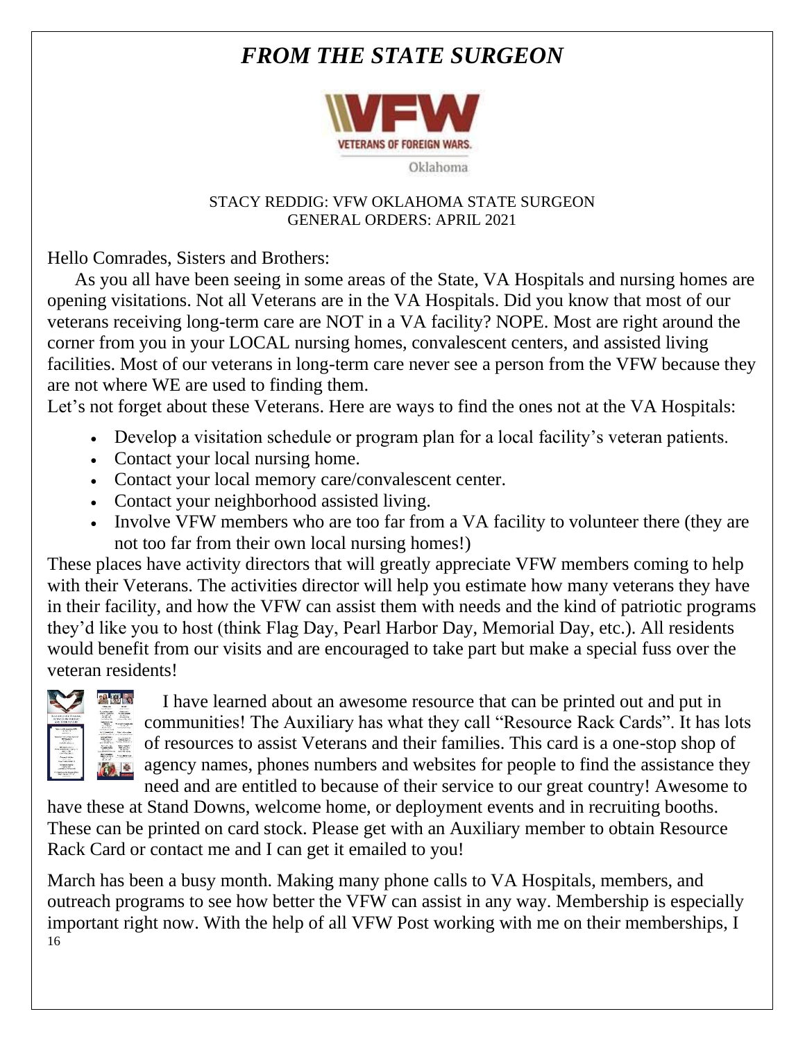# *FROM THE STATE SURGEON*

STACY REDDIG: VFW OKLAHOMA STATE SURGEON
GENERAL ORDERS: APRIL 2021

Hello Comrades, Sisters and Brothers:

As you all have been seeing in some areas of the State, VA Hospitals and nursing homes are opening visitations. Not all Veterans are in the VA Hospitals. Did you know that most of our veterans receiving long-term care are NOT in a VA facility? NOPE. Most are right around the corner from you in your LOCAL nursing homes, convalescent centers, and assisted living facilities. Most of our veterans in long-term care never see a person from the VFW because they are not where WE are used to finding them.

Let's not forget about these Veterans. Here are ways to find the ones not at the VA Hospitals:

- Develop a visitation schedule or program plan for a local facility's veteran patients.
- Contact your local nursing home.
- Contact your local memory care/convalescent center.
- Contact your neighborhood assisted living.
- Involve VFW members who are too far from a VA facility to volunteer there (they are not too far from their own local nursing homes!)

These places have activity directors that will greatly appreciate VFW members coming to help with their Veterans. The activities director will help you estimate how many veterans they have in their facility, and how the VFW can assist them with needs and the kind of patriotic programs they'd like you to host (think Flag Day, Pearl Harbor Day, Memorial Day, etc.). All residents would benefit from our visits and are encouraged to take part but make a special fuss over the veteran residents!

I have learned about an awesome resource that can be printed out and put in communities! The Auxiliary has what they call "Resource Rack Cards". It has lots of resources to assist Veterans and their families. This card is a one-stop shop of agency names, phones numbers and websites for people to find the assistance they need and are entitled to because of their service to our great country! Awesome to have these at Stand Downs, welcome home, or deployment events and in recruiting booths. These can be printed on card stock. Please get with an Auxiliary member to obtain Resource Rack Card or contact me and I can get it emailed to you!

March has been a busy month. Making many phone calls to VA Hospitals, members, and outreach programs to see how better the VFW can assist in any way. Membership is especially important right now. With the help of all VFW Post working with me on their memberships, I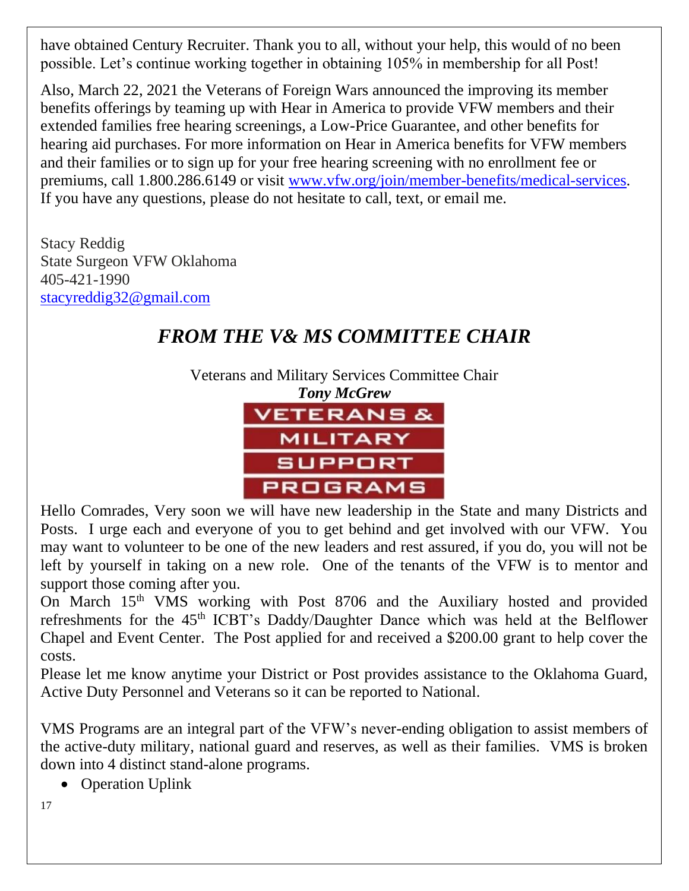have obtained Century Recruiter. Thank you to all, without your help, this would of no been possible. Let's continue working together in obtaining 105% in membership for all Post!

Also, March 22, 2021 the Veterans of Foreign Wars announced the improving its member benefits offerings by teaming up with Hear in America to provide VFW members and their extended families free hearing screenings, a Low-Price Guarantee, and other benefits for hearing aid purchases. For more information on Hear in America benefits for VFW members and their families or to sign up for your free hearing screening with no enrollment fee or premiums, call 1.800.286.6149 or visit [www.vfw.org/join/member-benefits/medical-services](www.vfw.org/join/member-benefits/medical-services). If you have any questions, please do not hesitate to call, text, or email me.

Stacy Reddig
State Surgeon VFW Oklahoma
405-421-1990
[stacyreddig32@gmail.com](mailto:stacyreddig32@gmail.com)

## *FROM THE V& MS COMMITTEE CHAIR*

Veterans and Military Services Committee Chair
***Tony McGrew***

VETERANS & MILITARY SUPPORT PROGRAMS

Hello Comrades, Very soon we will have new leadership in the State and many Districts and Posts. I urge each and everyone of you to get behind and get involved with our VFW. You may want to volunteer to be one of the new leaders and rest assured, if you do, you will not be left by yourself in taking on a new role. One of the tenants of the VFW is to mentor and support those coming after you.

On March 15th VMS working with Post 8706 and the Auxiliary hosted and provided refreshments for the 45th ICBT's Daddy/Daughter Dance which was held at the Belflower Chapel and Event Center. The Post applied for and received a $200.00 grant to help cover the costs.

Please let me know anytime your District or Post provides assistance to the Oklahoma Guard, Active Duty Personnel and Veterans so it can be reported to National.

VMS Programs are an integral part of the VFW's never-ending obligation to assist members of the active-duty military, national guard and reserves, as well as their families. VMS is broken down into 4 distinct stand-alone programs.

- Operation Uplink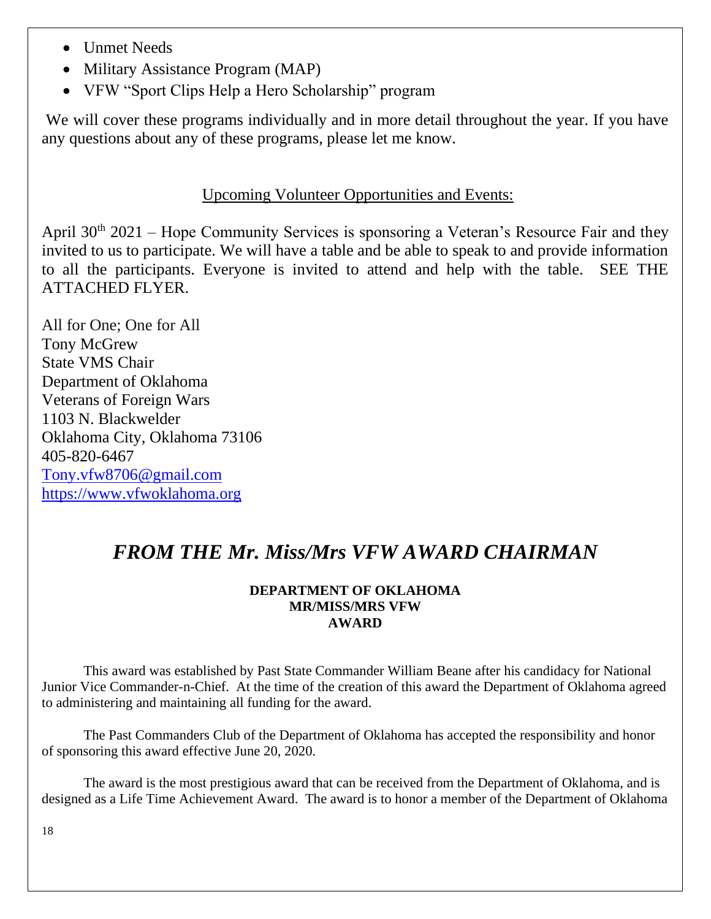- Unmet Needs
- Military Assistance Program (MAP)
- VFW "Sport Clips Help a Hero Scholarship" program

We will cover these programs individually and in more detail throughout the year. If you have any questions about any of these programs, please let me know.

Upcoming Volunteer Opportunities and Events:

April 30th 2021 – Hope Community Services is sponsoring a Veteran's Resource Fair and they invited to us to participate. We will have a table and be able to speak to and provide information to all the participants. Everyone is invited to attend and help with the table. SEE THE ATTACHED FLYER.

All for One; One for All
Tony McGrew
State VMS Chair
Department of Oklahoma
Veterans of Foreign Wars
1103 N. Blackwelder
Oklahoma City, Oklahoma 73106
405-820-6467
Tony.vfw8706@gmail.com
https://www.vfwoklahoma.org

## *FROM THE Mr. Miss/Mrs VFW AWARD CHAIRMAN*

**DEPARTMENT OF OKLAHOMA**
**MR/MISS/MRS VFW**
**AWARD**

This award was established by Past State Commander William Beane after his candidacy for National Junior Vice Commander-n-Chief. At the time of the creation of this award the Department of Oklahoma agreed to administering and maintaining all funding for the award.

The Past Commanders Club of the Department of Oklahoma has accepted the responsibility and honor of sponsoring this award effective June 20, 2020.

The award is the most prestigious award that can be received from the Department of Oklahoma, and is designed as a Life Time Achievement Award. The award is to honor a member of the Department of Oklahoma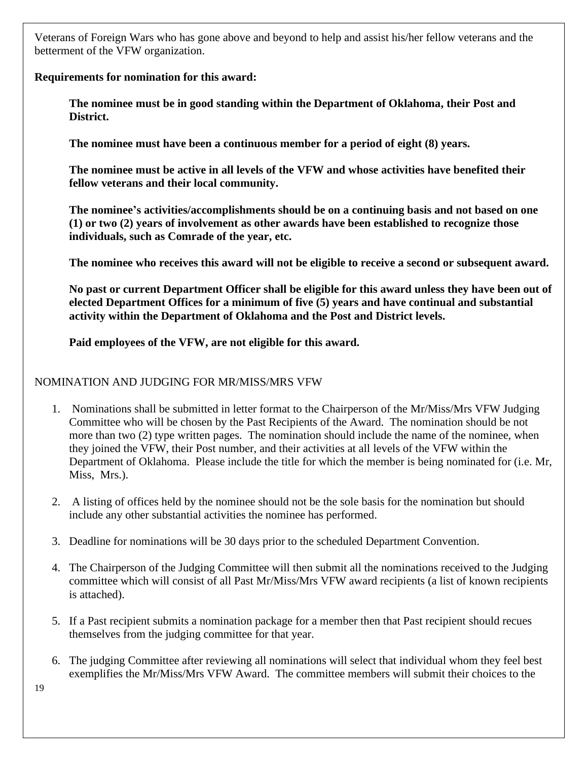Veterans of Foreign Wars who has gone above and beyond to help and assist his/her fellow veterans and the betterment of the VFW organization.

**Requirements for nomination for this award:**

**The nominee must be in good standing within the Department of Oklahoma, their Post and District.**

**The nominee must have been a continuous member for a period of eight (8) years.**

**The nominee must be active in all levels of the VFW and whose activities have benefited their fellow veterans and their local community.**

**The nominee's activities/accomplishments should be on a continuing basis and not based on one (1) or two (2) years of involvement as other awards have been established to recognize those individuals, such as Comrade of the year, etc.**

**The nominee who receives this award will not be eligible to receive a second or subsequent award.**

**No past or current Department Officer shall be eligible for this award unless they have been out of elected Department Offices for a minimum of five (5) years and have continual and substantial activity within the Department of Oklahoma and the Post and District levels.**

**Paid employees of the VFW, are not eligible for this award.**

NOMINATION AND JUDGING FOR MR/MISS/MRS VFW

1. Nominations shall be submitted in letter format to the Chairperson of the Mr/Miss/Mrs VFW Judging Committee who will be chosen by the Past Recipients of the Award. The nomination should be not more than two (2) type written pages. The nomination should include the name of the nominee, when they joined the VFW, their Post number, and their activities at all levels of the VFW within the Department of Oklahoma. Please include the title for which the member is being nominated for (i.e. Mr, Miss, Mrs.).

2. A listing of offices held by the nominee should not be the sole basis for the nomination but should include any other substantial activities the nominee has performed.

3. Deadline for nominations will be 30 days prior to the scheduled Department Convention.

4. The Chairperson of the Judging Committee will then submit all the nominations received to the Judging committee which will consist of all Past Mr/Miss/Mrs VFW award recipients (a list of known recipients is attached).

5. If a Past recipient submits a nomination package for a member then that Past recipient should recues themselves from the judging committee for that year.

6. The judging Committee after reviewing all nominations will select that individual whom they feel best exemplifies the Mr/Miss/Mrs VFW Award. The committee members will submit their choices to the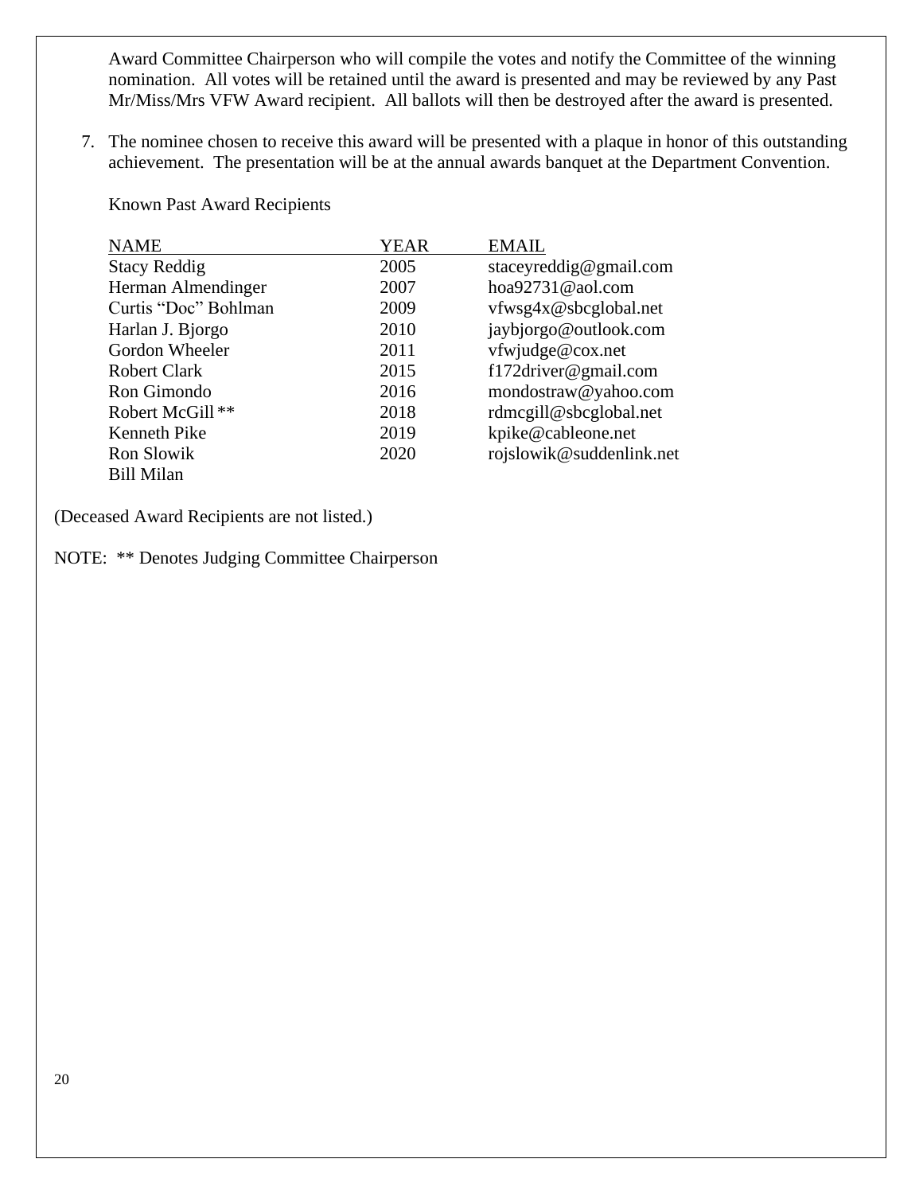Award Committee Chairperson who will compile the votes and notify the Committee of the winning nomination. All votes will be retained until the award is presented and may be reviewed by any Past Mr/Miss/Mrs VFW Award recipient. All ballots will then be destroyed after the award is presented.

7. The nominee chosen to receive this award will be presented with a plaque in honor of this outstanding achievement. The presentation will be at the annual awards banquet at the Department Convention.

Known Past Award Recipients

| NAME | YEAR | EMAIL |
|---|---|---|
| Stacy Reddig | 2005 | staceyreddig@gmail.com |
| Herman Almendinger | 2007 | hoa92731@aol.com |
| Curtis "Doc" Bohlman | 2009 | vfwsg4x@sbcglobal.net |
| Harlan J. Bjorgo | 2010 | jaybjorgo@outlook.com |
| Gordon Wheeler | 2011 | vfwjudge@cox.net |
| Robert Clark | 2015 | f172driver@gmail.com |
| Ron Gimondo | 2016 | mondostraw@yahoo.com |
| Robert McGill ** | 2018 | rdmcgill@sbcglobal.net |
| Kenneth Pike | 2019 | kpike@cableone.net |
| Ron Slowik | 2020 | rojslowik@suddenlink.net |
| Bill Milan | | |

(Deceased Award Recipients are not listed.)

NOTE: ** Denotes Judging Committee Chairperson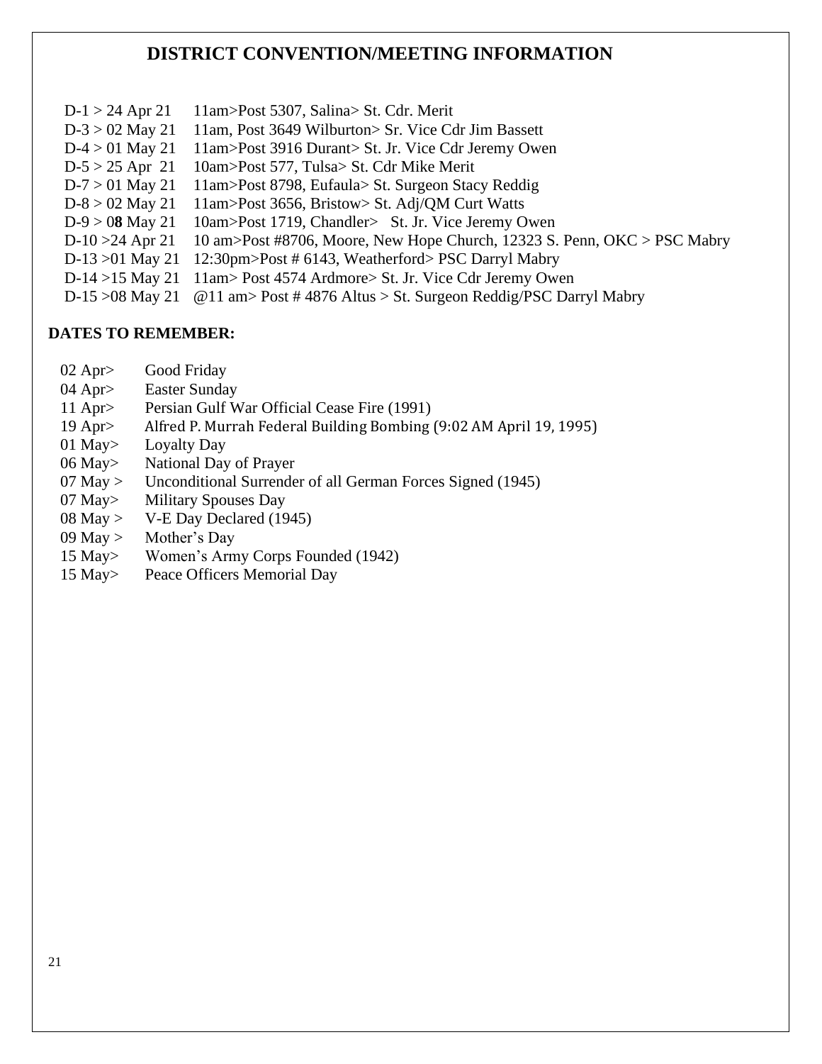## DISTRICT CONVENTION/MEETING INFORMATION

D-1 > 24 Apr 21 11am>Post 5307, Salina> St. Cdr. Merit
D-3 > 02 May 21 11am, Post 3649 Wilburton> Sr. Vice Cdr Jim Bassett
D-4 > 01 May 21 11am>Post 3916 Durant> St. Jr. Vice Cdr Jeremy Owen
D-5 > 25 Apr 21 10am>Post 577, Tulsa> St. Cdr Mike Merit
D-7 > 01 May 21 11am>Post 8798, Eufaula> St. Surgeon Stacy Reddig
D-8 > 02 May 21 11am>Post 3656, Bristow> St. Adj/QM Curt Watts
D-9 > 0**8** May 21 10am>Post 1719, Chandler> St. Jr. Vice Jeremy Owen
D-10 >24 Apr 21 10 am>Post #8706, Moore, New Hope Church, 12323 S. Penn, OKC > PSC Mabry
D-13 >01 May 21 12:30pm>Post # 6143, Weatherford> PSC Darryl Mabry
D-14 >15 May 21 11am> Post 4574 Ardmore> St. Jr. Vice Cdr Jeremy Owen
D-15 >08 May 21 @11 am> Post # 4876 Altus > St. Surgeon Reddig/PSC Darryl Mabry

**DATES TO REMEMBER:**

02 Apr> Good Friday
04 Apr> Easter Sunday
11 Apr> Persian Gulf War Official Cease Fire (1991)
19 Apr> Alfred P. Murrah Federal Building Bombing (9:02 AM April 19, 1995)
01 May> Loyalty Day
06 May> National Day of Prayer
07 May > Unconditional Surrender of all German Forces Signed (1945)
07 May> Military Spouses Day
08 May > V-E Day Declared (1945)
09 May > Mother's Day
15 May> Women's Army Corps Founded (1942)
15 May> Peace Officers Memorial Day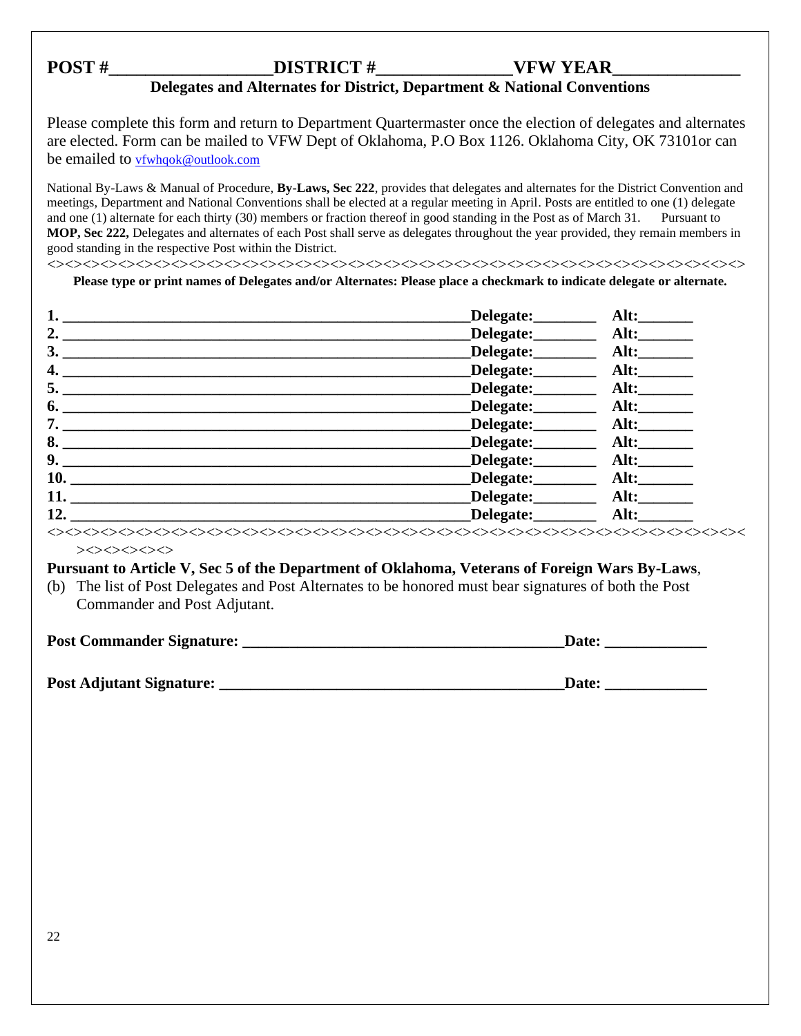**POST #\_\_\_\_\_\_\_\_\_\_\_\_\_\_\_\_\_\_DISTRICT #\_\_\_\_\_\_\_\_\_\_\_\_\_\_\_VFW YEAR\_\_\_\_\_\_\_\_\_\_\_\_\_\_**

**Delegates and Alternates for District, Department & National Conventions**

Please complete this form and return to Department Quartermaster once the election of delegates and alternates are elected. Form can be mailed to VFW Dept of Oklahoma, P.O Box 1126. Oklahoma City, OK 73101or can be emailed to vfwhqok@outlook.com

National By-Laws & Manual of Procedure, **By-Laws, Sec 222**, provides that delegates and alternates for the District Convention and meetings, Department and National Conventions shall be elected at a regular meeting in April. Posts are entitled to one (1) delegate and one (1) alternate for each thirty (30) members or fraction thereof in good standing in the Post as of March 31. Pursuant to **MOP, Sec 222,** Delegates and alternates of each Post shall serve as delegates throughout the year provided, they remain members in good standing in the respective Post within the District.

<><><><><><><><><><><><><><><><><><><><><><><><><><><><><><><><><><><><><>

**Please type or print names of Delegates and/or Alternates: Please place a checkmark to indicate delegate or alternate.**

**1.** \_\_\_\_\_\_\_\_\_\_\_\_\_\_\_\_\_\_\_\_\_\_\_\_\_\_\_\_\_\_\_\_\_\_\_\_\_\_\_\_\_\_\_\_\_\_\_\_ **Delegate:**\_\_\_\_\_\_\_\_ **Alt:**\_\_\_\_\_\_\_

**2.** \_\_\_\_\_\_\_\_\_\_\_\_\_\_\_\_\_\_\_\_\_\_\_\_\_\_\_\_\_\_\_\_\_\_\_\_\_\_\_\_\_\_\_\_\_\_\_\_ **Delegate:**\_\_\_\_\_\_\_\_ **Alt:**\_\_\_\_\_\_\_

**3.** \_\_\_\_\_\_\_\_\_\_\_\_\_\_\_\_\_\_\_\_\_\_\_\_\_\_\_\_\_\_\_\_\_\_\_\_\_\_\_\_\_\_\_\_\_\_\_\_ **Delegate:**\_\_\_\_\_\_\_\_ **Alt:**\_\_\_\_\_\_\_

**4.** \_\_\_\_\_\_\_\_\_\_\_\_\_\_\_\_\_\_\_\_\_\_\_\_\_\_\_\_\_\_\_\_\_\_\_\_\_\_\_\_\_\_\_\_\_\_\_\_ **Delegate:**\_\_\_\_\_\_\_\_ **Alt:**\_\_\_\_\_\_\_

**5.** \_\_\_\_\_\_\_\_\_\_\_\_\_\_\_\_\_\_\_\_\_\_\_\_\_\_\_\_\_\_\_\_\_\_\_\_\_\_\_\_\_\_\_\_\_\_\_\_ **Delegate:**\_\_\_\_\_\_\_\_ **Alt:**\_\_\_\_\_\_\_

**6.** \_\_\_\_\_\_\_\_\_\_\_\_\_\_\_\_\_\_\_\_\_\_\_\_\_\_\_\_\_\_\_\_\_\_\_\_\_\_\_\_\_\_\_\_\_\_\_\_ **Delegate:**\_\_\_\_\_\_\_\_ **Alt:**\_\_\_\_\_\_\_

**7.** \_\_\_\_\_\_\_\_\_\_\_\_\_\_\_\_\_\_\_\_\_\_\_\_\_\_\_\_\_\_\_\_\_\_\_\_\_\_\_\_\_\_\_\_\_\_\_\_ **Delegate:**\_\_\_\_\_\_\_\_ **Alt:**\_\_\_\_\_\_\_

**8.** \_\_\_\_\_\_\_\_\_\_\_\_\_\_\_\_\_\_\_\_\_\_\_\_\_\_\_\_\_\_\_\_\_\_\_\_\_\_\_\_\_\_\_\_\_\_\_\_ **Delegate:**\_\_\_\_\_\_\_\_ **Alt:**\_\_\_\_\_\_\_

**9.** \_\_\_\_\_\_\_\_\_\_\_\_\_\_\_\_\_\_\_\_\_\_\_\_\_\_\_\_\_\_\_\_\_\_\_\_\_\_\_\_\_\_\_\_\_\_\_\_ **Delegate:**\_\_\_\_\_\_\_\_ **Alt:**\_\_\_\_\_\_\_

**10.** \_\_\_\_\_\_\_\_\_\_\_\_\_\_\_\_\_\_\_\_\_\_\_\_\_\_\_\_\_\_\_\_\_\_\_\_\_\_\_\_\_\_\_\_\_\_\_ **Delegate:**\_\_\_\_\_\_\_\_ **Alt:**\_\_\_\_\_\_\_

**11.** \_\_\_\_\_\_\_\_\_\_\_\_\_\_\_\_\_\_\_\_\_\_\_\_\_\_\_\_\_\_\_\_\_\_\_\_\_\_\_\_\_\_\_\_\_\_\_ **Delegate:**\_\_\_\_\_\_\_\_ **Alt:**\_\_\_\_\_\_\_

**12.** \_\_\_\_\_\_\_\_\_\_\_\_\_\_\_\_\_\_\_\_\_\_\_\_\_\_\_\_\_\_\_\_\_\_\_\_\_\_\_\_\_\_\_\_\_\_\_ **Delegate:**\_\_\_\_\_\_\_\_ **Alt:**\_\_\_\_\_\_\_

<><><><><><><><><><><><><><><><><><><><><><><><><><><><><><><><><><><><><><><><><><>

**Pursuant to Article V, Sec 5 of the Department of Oklahoma, Veterans of Foreign Wars By-Laws**,

(b) The list of Post Delegates and Post Alternates to be honored must bear signatures of both the Post Commander and Post Adjutant.

**Post Commander Signature:** \_\_\_\_\_\_\_\_\_\_\_\_\_\_\_\_\_\_\_\_\_\_\_\_\_\_\_\_\_\_\_\_\_\_\_\_\_\_\_\_ **Date:** \_\_\_\_\_\_\_\_\_\_\_\_\_

**Post Adjutant Signature:** \_\_\_\_\_\_\_\_\_\_\_\_\_\_\_\_\_\_\_\_\_\_\_\_\_\_\_\_\_\_\_\_\_\_\_\_\_\_\_\_\_\_\_ **Date:** \_\_\_\_\_\_\_\_\_\_\_\_\_